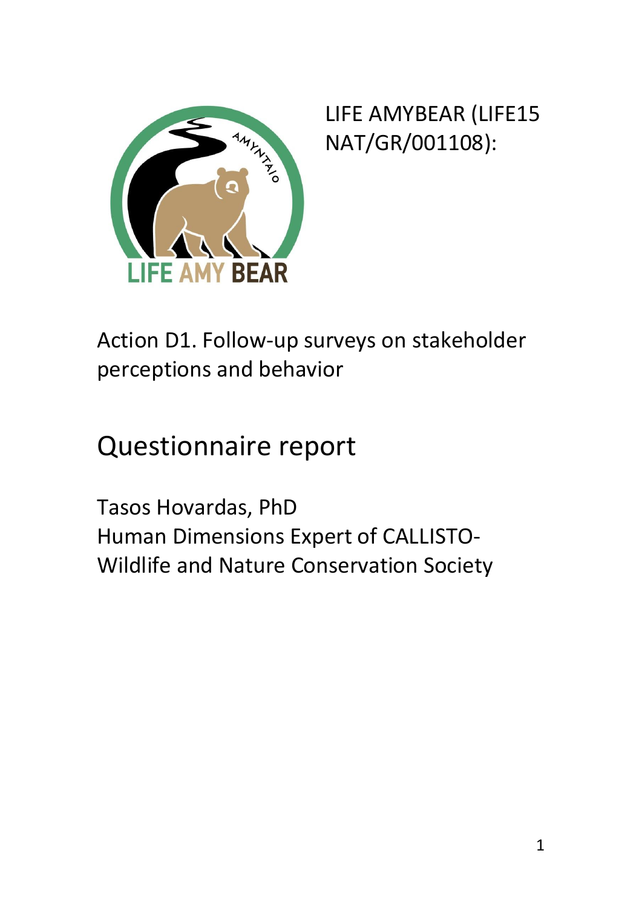LIFE AMYBEAR (LIFE15 NAT/GR/001108):

Action D1. Follow-up surveys on stakeholder perceptions and behavior

# Questionnaire report

Tasos Hovardas, PhD
Human Dimensions Expert of CALLISTO-Wildlife and Nature Conservation Society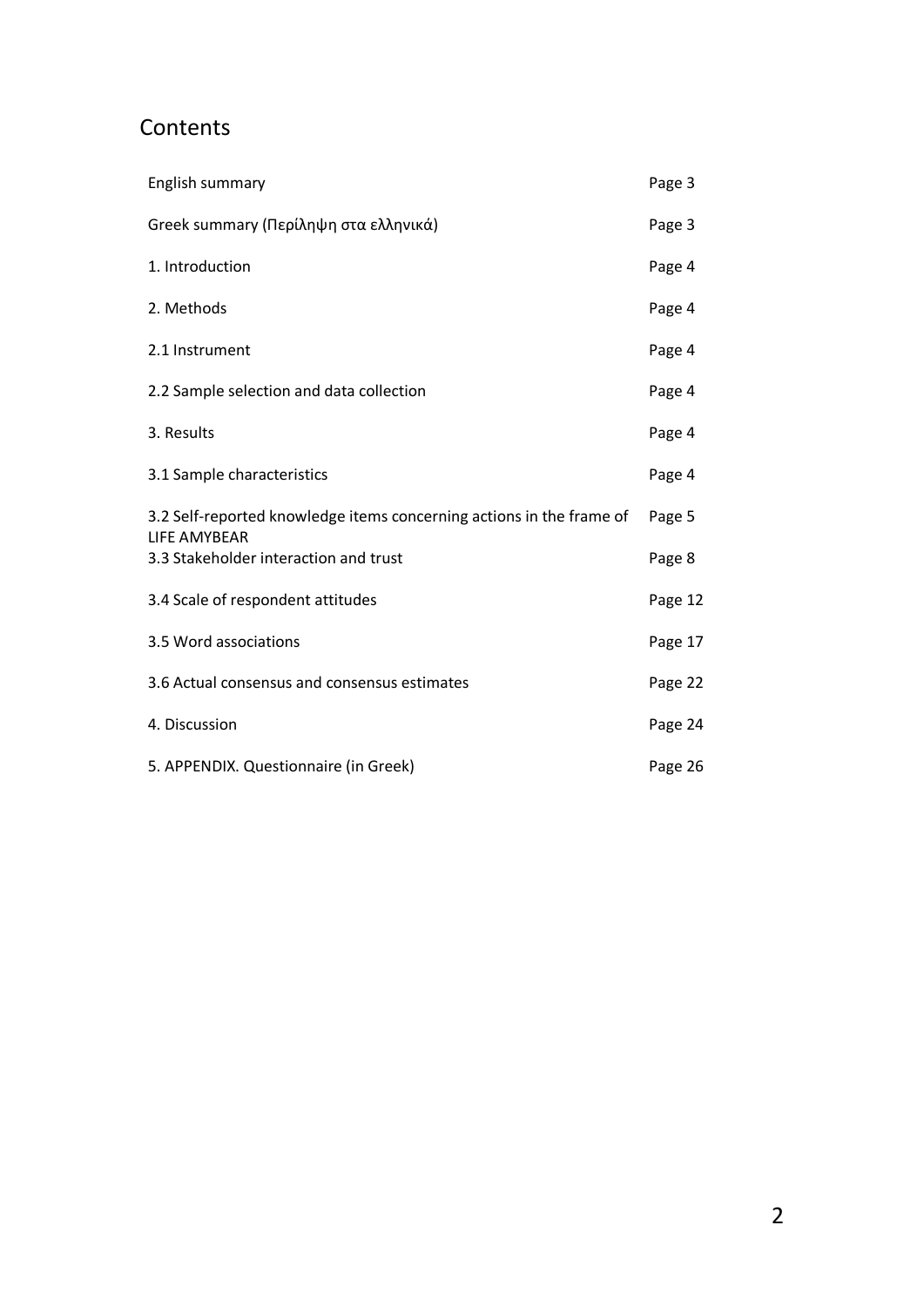## Contents

| | |
|---|---|
| English summary | Page 3 |
| Greek summary (Περίληψη στα ελληνικά) | Page 3 |
| 1. Introduction | Page 4 |
| 2. Methods | Page 4 |
| 2.1 Instrument | Page 4 |
| 2.2 Sample selection and data collection | Page 4 |
| 3. Results | Page 4 |
| 3.1 Sample characteristics | Page 4 |
| 3.2 Self-reported knowledge items concerning actions in the frame of LIFE AMYBEAR | Page 5 |
| 3.3 Stakeholder interaction and trust | Page 8 |
| 3.4 Scale of respondent attitudes | Page 12 |
| 3.5 Word associations | Page 17 |
| 3.6 Actual consensus and consensus estimates | Page 22 |
| 4. Discussion | Page 24 |
| 5. APPENDIX. Questionnaire (in Greek) | Page 26 |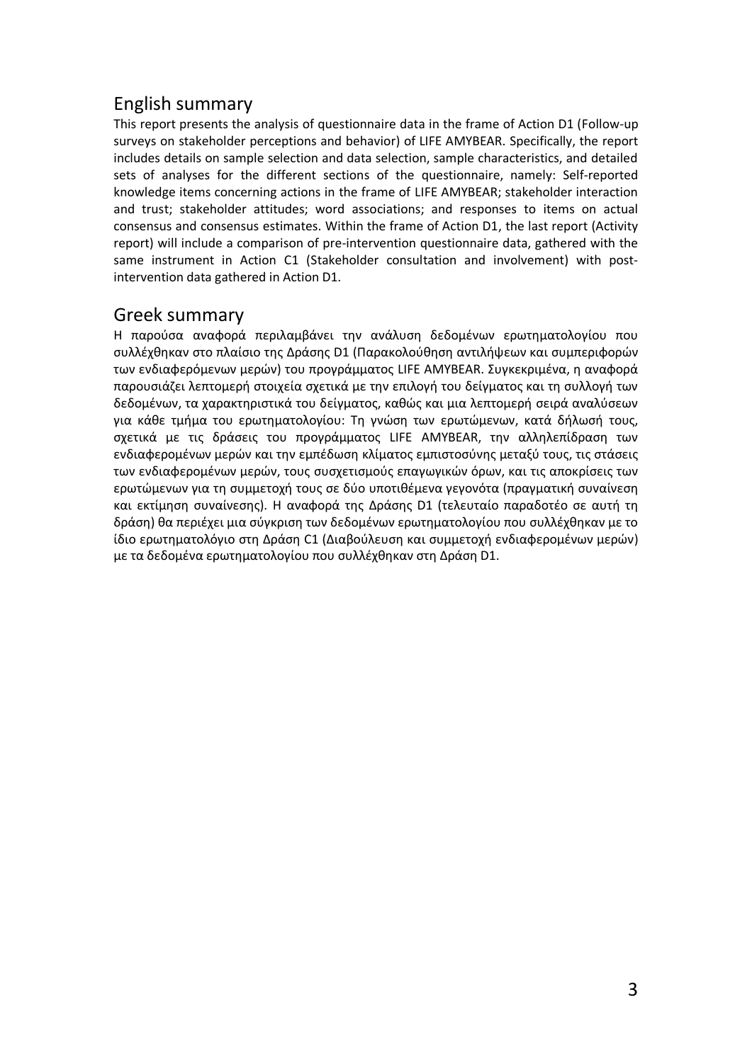## English summary

This report presents the analysis of questionnaire data in the frame of Action D1 (Follow-up surveys on stakeholder perceptions and behavior) of LIFE AMYBEAR. Specifically, the report includes details on sample selection and data selection, sample characteristics, and detailed sets of analyses for the different sections of the questionnaire, namely: Self-reported knowledge items concerning actions in the frame of LIFE AMYBEAR; stakeholder interaction and trust; stakeholder attitudes; word associations; and responses to items on actual consensus and consensus estimates. Within the frame of Action D1, the last report (Activity report) will include a comparison of pre-intervention questionnaire data, gathered with the same instrument in Action C1 (Stakeholder consultation and involvement) with post-intervention data gathered in Action D1.

## Greek summary

Η παρούσα αναφορά περιλαμβάνει την ανάλυση δεδομένων ερωτηματολογίου που συλλέχθηκαν στο πλαίσιο της Δράσης D1 (Παρακολούθηση αντιλήψεων και συμπεριφορών των ενδιαφερόμενων μερών) του προγράμματος LIFE AMYBEAR. Συγκεκριμένα, η αναφορά παρουσιάζει λεπτομερή στοιχεία σχετικά με την επιλογή του δείγματος και τη συλλογή των δεδομένων, τα χαρακτηριστικά του δείγματος, καθώς και μια λεπτομερή σειρά αναλύσεων για κάθε τμήμα του ερωτηματολογίου: Τη γνώση των ερωτώμενων, κατά δήλωσή τους, σχετικά με τις δράσεις του προγράμματος LIFE AMYBEAR, την αλληλεπίδραση των ενδιαφερομένων μερών και την εμπέδωση κλίματος εμπιστοσύνης μεταξύ τους, τις στάσεις των ενδιαφερομένων μερών, τους συσχετισμούς επαγωγικών όρων, και τις αποκρίσεις των ερωτώμενων για τη συμμετοχή τους σε δύο υποτιθέμενα γεγονότα (πραγματική συναίνεση και εκτίμηση συναίνεσης). Η αναφορά της Δράσης D1 (τελευταίο παραδοτέο σε αυτή τη δράση) θα περιέχει μια σύγκριση των δεδομένων ερωτηματολογίου που συλλέχθηκαν με το ίδιο ερωτηματολόγιο στη Δράση C1 (Διαβούλευση και συμμετοχή ενδιαφερομένων μερών) με τα δεδομένα ερωτηματολογίου που συλλέχθηκαν στη Δράση D1.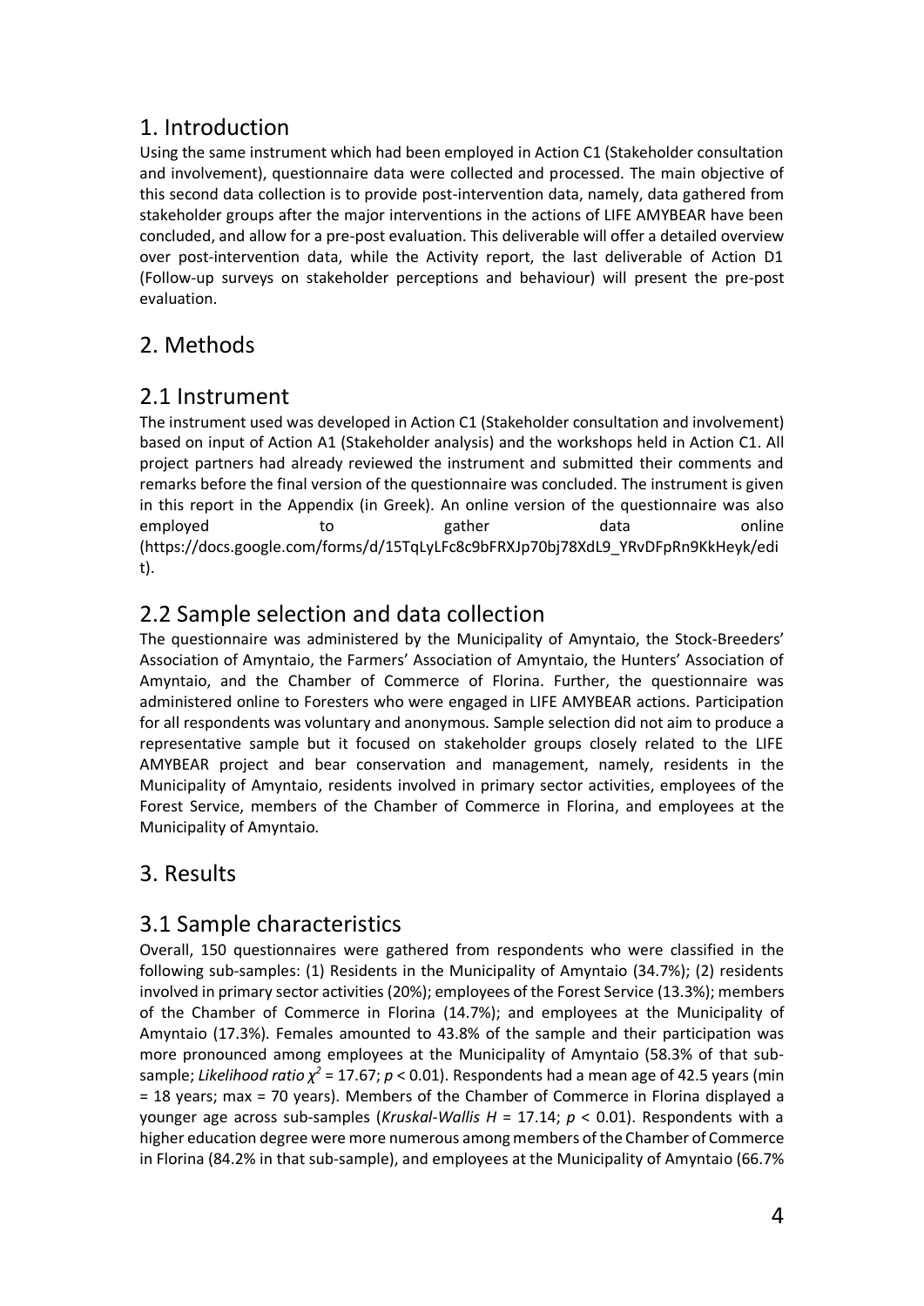# 1. Introduction

Using the same instrument which had been employed in Action C1 (Stakeholder consultation and involvement), questionnaire data were collected and processed. The main objective of this second data collection is to provide post-intervention data, namely, data gathered from stakeholder groups after the major interventions in the actions of LIFE AMYBEAR have been concluded, and allow for a pre-post evaluation. This deliverable will offer a detailed overview over post-intervention data, while the Activity report, the last deliverable of Action D1 (Follow-up surveys on stakeholder perceptions and behaviour) will present the pre-post evaluation.

# 2. Methods

## 2.1 Instrument

The instrument used was developed in Action C1 (Stakeholder consultation and involvement) based on input of Action A1 (Stakeholder analysis) and the workshops held in Action C1. All project partners had already reviewed the instrument and submitted their comments and remarks before the final version of the questionnaire was concluded. The instrument is given in this report in the Appendix (in Greek). An online version of the questionnaire was also employed to gather data online (https://docs.google.com/forms/d/15TqLyLFc8c9bFRXJp70bj78XdL9_YRvDFpRn9KkHeyk/edit).

## 2.2 Sample selection and data collection

The questionnaire was administered by the Municipality of Amyntaio, the Stock-Breeders' Association of Amyntaio, the Farmers' Association of Amyntaio, the Hunters' Association of Amyntaio, and the Chamber of Commerce of Florina. Further, the questionnaire was administered online to Foresters who were engaged in LIFE AMYBEAR actions. Participation for all respondents was voluntary and anonymous. Sample selection did not aim to produce a representative sample but it focused on stakeholder groups closely related to the LIFE AMYBEAR project and bear conservation and management, namely, residents in the Municipality of Amyntaio, residents involved in primary sector activities, employees of the Forest Service, members of the Chamber of Commerce in Florina, and employees at the Municipality of Amyntaio.

# 3. Results

## 3.1 Sample characteristics

Overall, 150 questionnaires were gathered from respondents who were classified in the following sub-samples: (1) Residents in the Municipality of Amyntaio (34.7%); (2) residents involved in primary sector activities (20%); employees of the Forest Service (13.3%); members of the Chamber of Commerce in Florina (14.7%); and employees at the Municipality of Amyntaio (17.3%). Females amounted to 43.8% of the sample and their participation was more pronounced among employees at the Municipality of Amyntaio (58.3% of that sub-sample; *Likelihood ratio* $\chi^2 = 17.67$; $p < 0.01$). Respondents had a mean age of 42.5 years (min = 18 years; max = 70 years). Members of the Chamber of Commerce in Florina displayed a younger age across sub-samples (*Kruskal-Wallis* $H = 17.14$; $p < 0.01$). Respondents with a higher education degree were more numerous among members of the Chamber of Commerce in Florina (84.2% in that sub-sample), and employees at the Municipality of Amyntaio (66.7%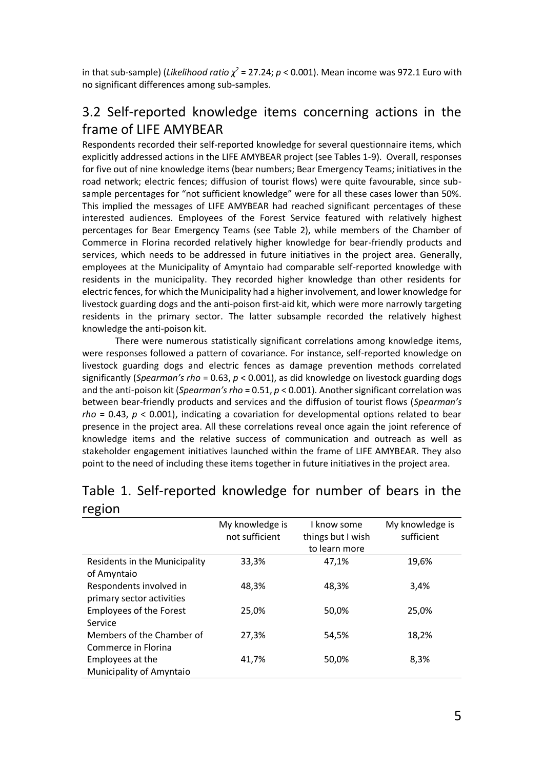in that sub-sample) (*Likelihood ratio* $\chi^2$ = 27.24; $p$ < 0.001). Mean income was 972.1 Euro with no significant differences among sub-samples.

## 3.2 Self-reported knowledge items concerning actions in the frame of LIFE AMYBEAR

Respondents recorded their self-reported knowledge for several questionnaire items, which explicitly addressed actions in the LIFE AMYBEAR project (see Tables 1-9). Overall, responses for five out of nine knowledge items (bear numbers; Bear Emergency Teams; initiatives in the road network; electric fences; diffusion of tourist flows) were quite favourable, since sub-sample percentages for "not sufficient knowledge" were for all these cases lower than 50%. This implied the messages of LIFE AMYBEAR had reached significant percentages of these interested audiences. Employees of the Forest Service featured with relatively highest percentages for Bear Emergency Teams (see Table 2), while members of the Chamber of Commerce in Florina recorded relatively higher knowledge for bear-friendly products and services, which needs to be addressed in future initiatives in the project area. Generally, employees at the Municipality of Amyntaio had comparable self-reported knowledge with residents in the municipality. They recorded higher knowledge than other residents for electric fences, for which the Municipality had a higher involvement, and lower knowledge for livestock guarding dogs and the anti-poison first-aid kit, which were more narrowly targeting residents in the primary sector. The latter subsample recorded the relatively highest knowledge the anti-poison kit.

There were numerous statistically significant correlations among knowledge items, were responses followed a pattern of covariance. For instance, self-reported knowledge on livestock guarding dogs and electric fences as damage prevention methods correlated significantly (*Spearman's rho* = 0.63, $p$ < 0.001), as did knowledge on livestock guarding dogs and the anti-poison kit (*Spearman's rho* = 0.51, $p$ < 0.001). Another significant correlation was between bear-friendly products and services and the diffusion of tourist flows (*Spearman's rho* = 0.43, $p$ < 0.001), indicating a covariation for developmental options related to bear presence in the project area. All these correlations reveal once again the joint reference of knowledge items and the relative success of communication and outreach as well as stakeholder engagement initiatives launched within the frame of LIFE AMYBEAR. They also point to the need of including these items together in future initiatives in the project area.

## Table 1. Self-reported knowledge for number of bears in the region

| | My knowledge is not sufficient | I know some things but I wish to learn more | My knowledge is sufficient |
|---|---|---|---|
| Residents in the Municipality of Amyntaio | 33,3% | 47,1% | 19,6% |
| Respondents involved in primary sector activities | 48,3% | 48,3% | 3,4% |
| Employees of the Forest Service | 25,0% | 50,0% | 25,0% |
| Members of the Chamber of Commerce in Florina | 27,3% | 54,5% | 18,2% |
| Employees at the Municipality of Amyntaio | 41,7% | 50,0% | 8,3% |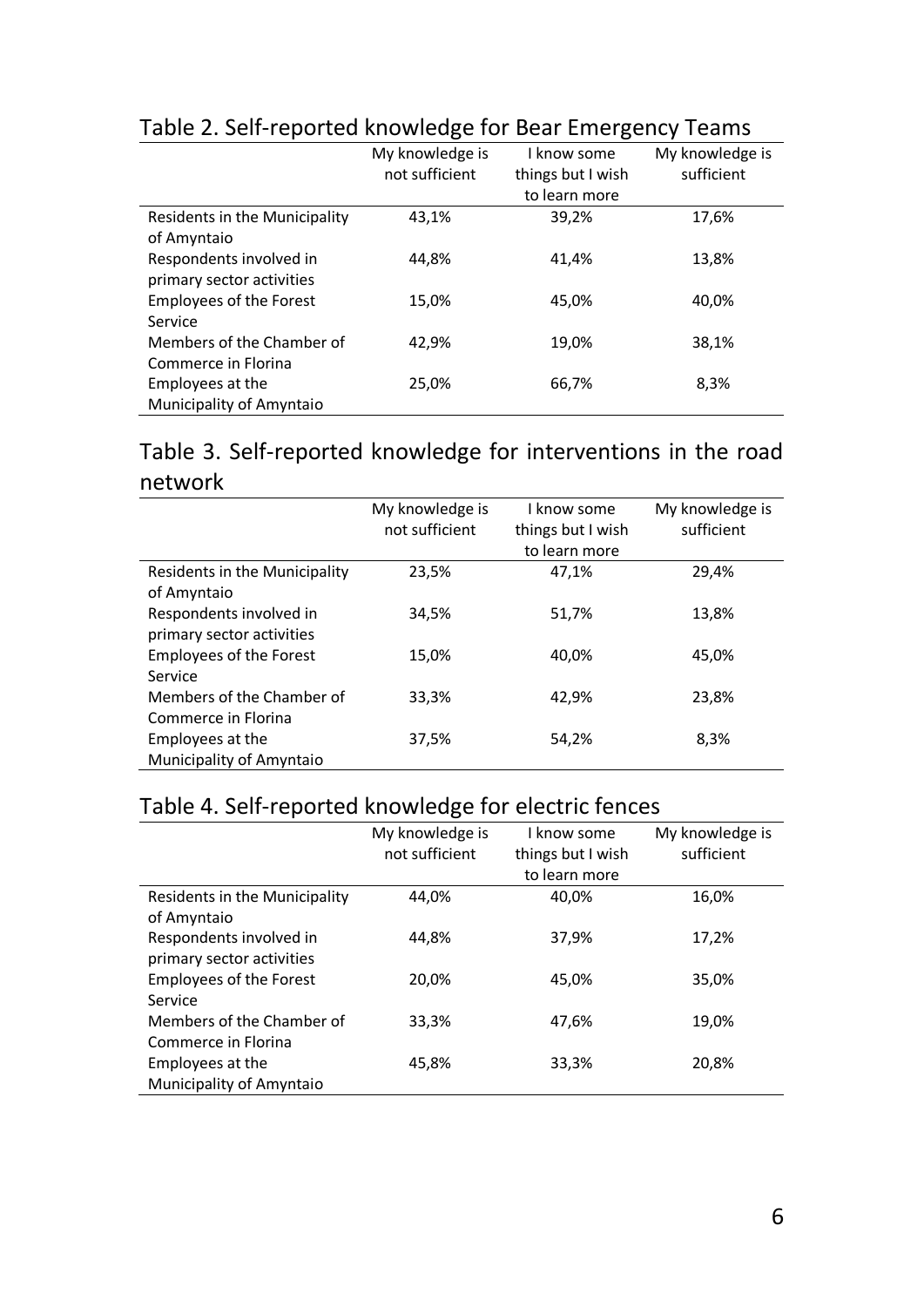Table 2. Self-reported knowledge for Bear Emergency Teams

| | My knowledge is not sufficient | I know some things but I wish to learn more | My knowledge is sufficient |
|---|---|---|---|
| Residents in the Municipality of Amyntaio | 43,1% | 39,2% | 17,6% |
| Respondents involved in primary sector activities | 44,8% | 41,4% | 13,8% |
| Employees of the Forest Service | 15,0% | 45,0% | 40,0% |
| Members of the Chamber of Commerce in Florina | 42,9% | 19,0% | 38,1% |
| Employees at the Municipality of Amyntaio | 25,0% | 66,7% | 8,3% |

Table 3. Self-reported knowledge for interventions in the road network

| | My knowledge is not sufficient | I know some things but I wish to learn more | My knowledge is sufficient |
|---|---|---|---|
| Residents in the Municipality of Amyntaio | 23,5% | 47,1% | 29,4% |
| Respondents involved in primary sector activities | 34,5% | 51,7% | 13,8% |
| Employees of the Forest Service | 15,0% | 40,0% | 45,0% |
| Members of the Chamber of Commerce in Florina | 33,3% | 42,9% | 23,8% |
| Employees at the Municipality of Amyntaio | 37,5% | 54,2% | 8,3% |

Table 4. Self-reported knowledge for electric fences

| | My knowledge is not sufficient | I know some things but I wish to learn more | My knowledge is sufficient |
|---|---|---|---|
| Residents in the Municipality of Amyntaio | 44,0% | 40,0% | 16,0% |
| Respondents involved in primary sector activities | 44,8% | 37,9% | 17,2% |
| Employees of the Forest Service | 20,0% | 45,0% | 35,0% |
| Members of the Chamber of Commerce in Florina | 33,3% | 47,6% | 19,0% |
| Employees at the Municipality of Amyntaio | 45,8% | 33,3% | 20,8% |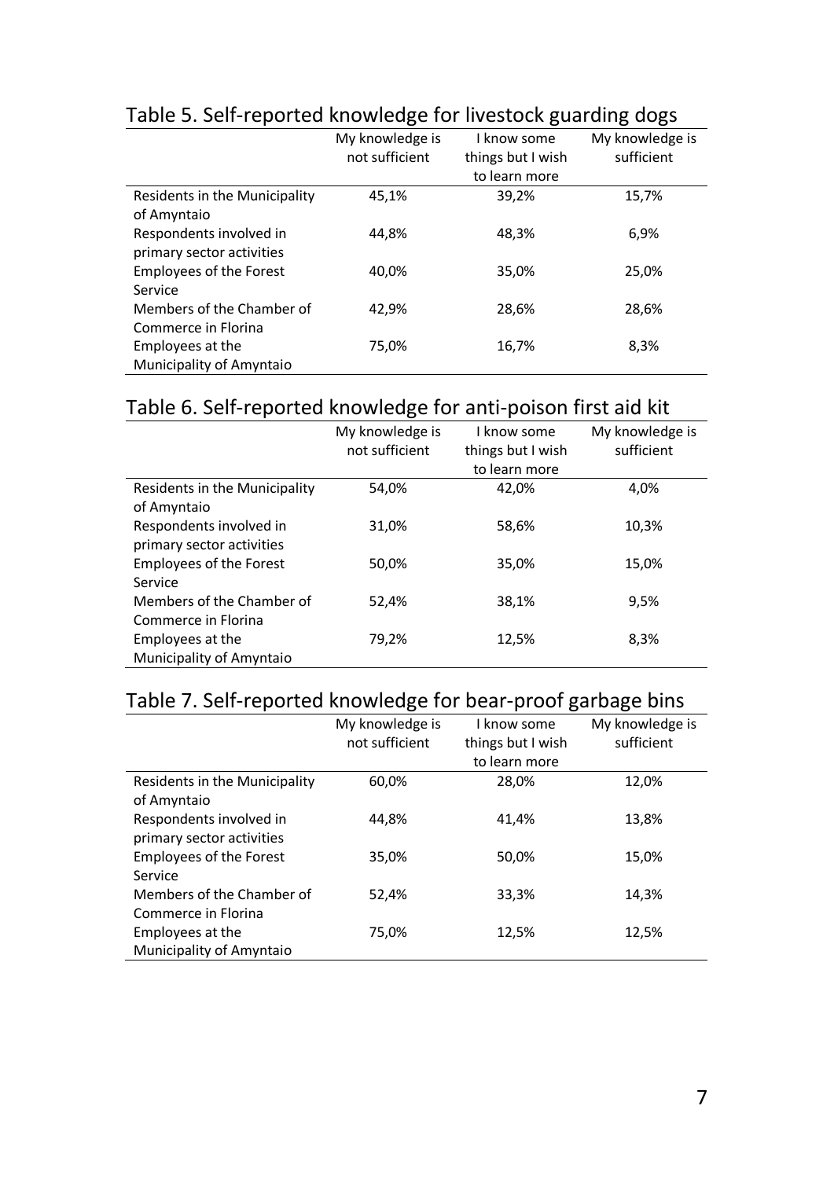Table 5. Self-reported knowledge for livestock guarding dogs

| | My knowledge is not sufficient | I know some things but I wish to learn more | My knowledge is sufficient |
|---|---|---|---|
| Residents in the Municipality of Amyntaio | 45,1% | 39,2% | 15,7% |
| Respondents involved in primary sector activities | 44,8% | 48,3% | 6,9% |
| Employees of the Forest Service | 40,0% | 35,0% | 25,0% |
| Members of the Chamber of Commerce in Florina | 42,9% | 28,6% | 28,6% |
| Employees at the Municipality of Amyntaio | 75,0% | 16,7% | 8,3% |

Table 6. Self-reported knowledge for anti-poison first aid kit

| | My knowledge is not sufficient | I know some things but I wish to learn more | My knowledge is sufficient |
|---|---|---|---|
| Residents in the Municipality of Amyntaio | 54,0% | 42,0% | 4,0% |
| Respondents involved in primary sector activities | 31,0% | 58,6% | 10,3% |
| Employees of the Forest Service | 50,0% | 35,0% | 15,0% |
| Members of the Chamber of Commerce in Florina | 52,4% | 38,1% | 9,5% |
| Employees at the Municipality of Amyntaio | 79,2% | 12,5% | 8,3% |

Table 7. Self-reported knowledge for bear-proof garbage bins

| | My knowledge is not sufficient | I know some things but I wish to learn more | My knowledge is sufficient |
|---|---|---|---|
| Residents in the Municipality of Amyntaio | 60,0% | 28,0% | 12,0% |
| Respondents involved in primary sector activities | 44,8% | 41,4% | 13,8% |
| Employees of the Forest Service | 35,0% | 50,0% | 15,0% |
| Members of the Chamber of Commerce in Florina | 52,4% | 33,3% | 14,3% |
| Employees at the Municipality of Amyntaio | 75,0% | 12,5% | 12,5% |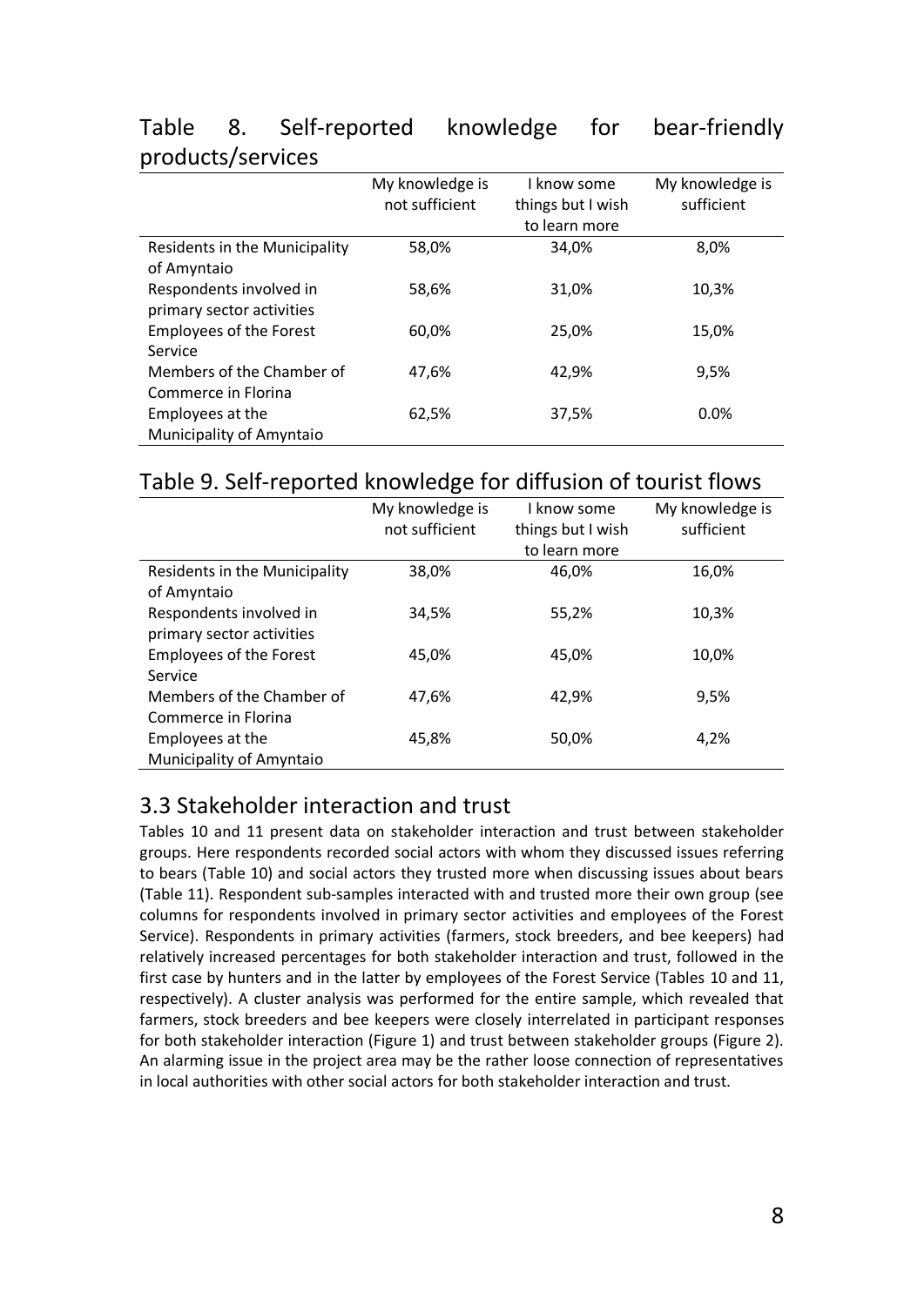## Table 8. Self-reported knowledge for bear-friendly products/services

| | My knowledge is not sufficient | I know some things but I wish to learn more | My knowledge is sufficient |
|---|---|---|---|
| Residents in the Municipality of Amyntaio | 58,0% | 34,0% | 8,0% |
| Respondents involved in primary sector activities | 58,6% | 31,0% | 10,3% |
| Employees of the Forest Service | 60,0% | 25,0% | 15,0% |
| Members of the Chamber of Commerce in Florina | 47,6% | 42,9% | 9,5% |
| Employees at the Municipality of Amyntaio | 62,5% | 37,5% | 0.0% |

## Table 9. Self-reported knowledge for diffusion of tourist flows

| | My knowledge is not sufficient | I know some things but I wish to learn more | My knowledge is sufficient |
|---|---|---|---|
| Residents in the Municipality of Amyntaio | 38,0% | 46,0% | 16,0% |
| Respondents involved in primary sector activities | 34,5% | 55,2% | 10,3% |
| Employees of the Forest Service | 45,0% | 45,0% | 10,0% |
| Members of the Chamber of Commerce in Florina | 47,6% | 42,9% | 9,5% |
| Employees at the Municipality of Amyntaio | 45,8% | 50,0% | 4,2% |

## 3.3 Stakeholder interaction and trust

Tables 10 and 11 present data on stakeholder interaction and trust between stakeholder groups. Here respondents recorded social actors with whom they discussed issues referring to bears (Table 10) and social actors they trusted more when discussing issues about bears (Table 11). Respondent sub-samples interacted with and trusted more their own group (see columns for respondents involved in primary sector activities and employees of the Forest Service). Respondents in primary activities (farmers, stock breeders, and bee keepers) had relatively increased percentages for both stakeholder interaction and trust, followed in the first case by hunters and in the latter by employees of the Forest Service (Tables 10 and 11, respectively). A cluster analysis was performed for the entire sample, which revealed that farmers, stock breeders and bee keepers were closely interrelated in participant responses for both stakeholder interaction (Figure 1) and trust between stakeholder groups (Figure 2). An alarming issue in the project area may be the rather loose connection of representatives in local authorities with other social actors for both stakeholder interaction and trust.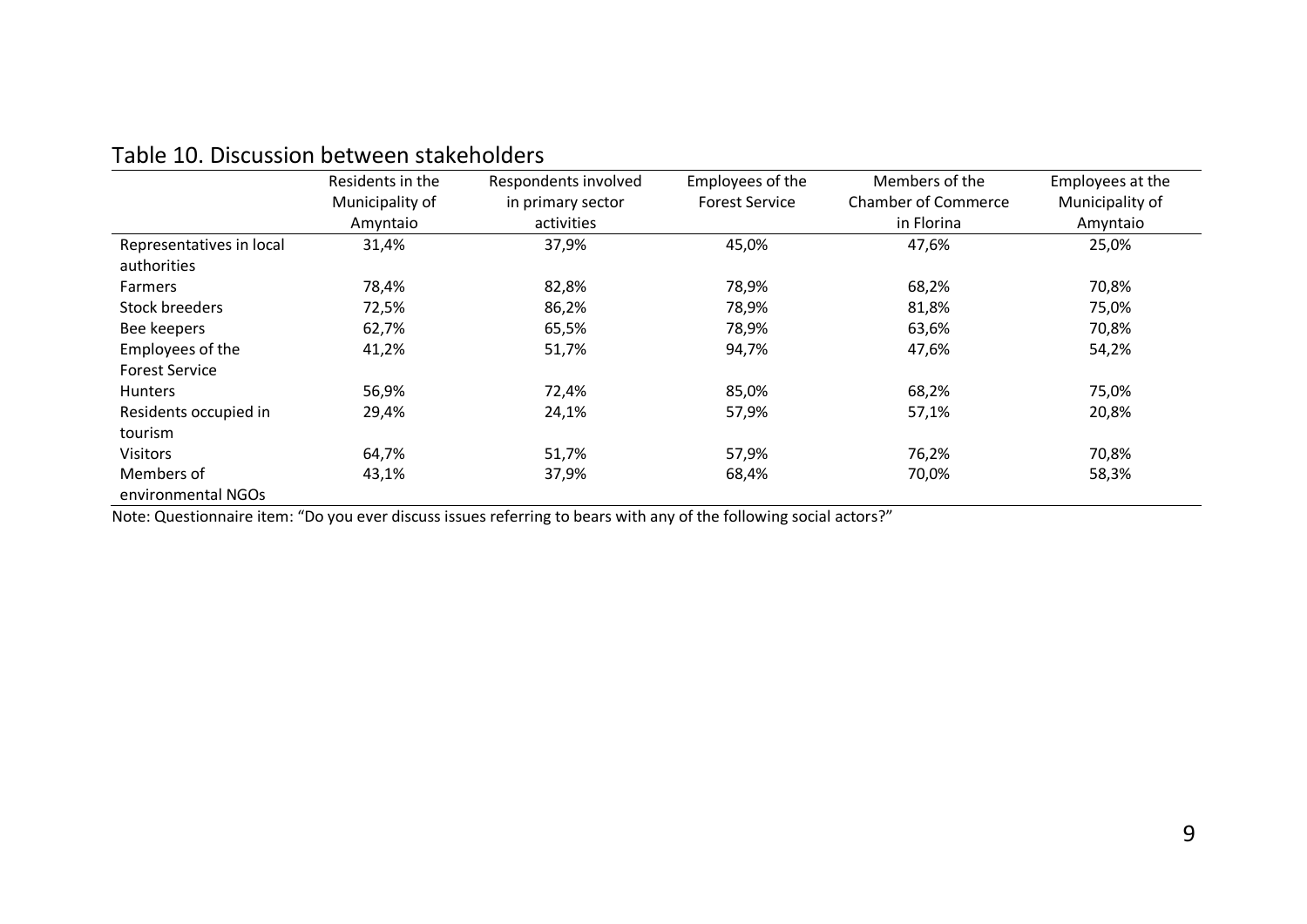Table 10. Discussion between stakeholders

| | Residents in the Municipality of Amyntaio | Respondents involved in primary sector activities | Employees of the Forest Service | Members of the Chamber of Commerce in Florina | Employees at the Municipality of Amyntaio |
|---|---|---|---|---|---|
| Representatives in local authorities | 31,4% | 37,9% | 45,0% | 47,6% | 25,0% |
| Farmers | 78,4% | 82,8% | 78,9% | 68,2% | 70,8% |
| Stock breeders | 72,5% | 86,2% | 78,9% | 81,8% | 75,0% |
| Bee keepers | 62,7% | 65,5% | 78,9% | 63,6% | 70,8% |
| Employees of the Forest Service | 41,2% | 51,7% | 94,7% | 47,6% | 54,2% |
| Hunters | 56,9% | 72,4% | 85,0% | 68,2% | 75,0% |
| Residents occupied in tourism | 29,4% | 24,1% | 57,9% | 57,1% | 20,8% |
| Visitors | 64,7% | 51,7% | 57,9% | 76,2% | 70,8% |
| Members of environmental NGOs | 43,1% | 37,9% | 68,4% | 70,0% | 58,3% |

Note: Questionnaire item: "Do you ever discuss issues referring to bears with any of the following social actors?"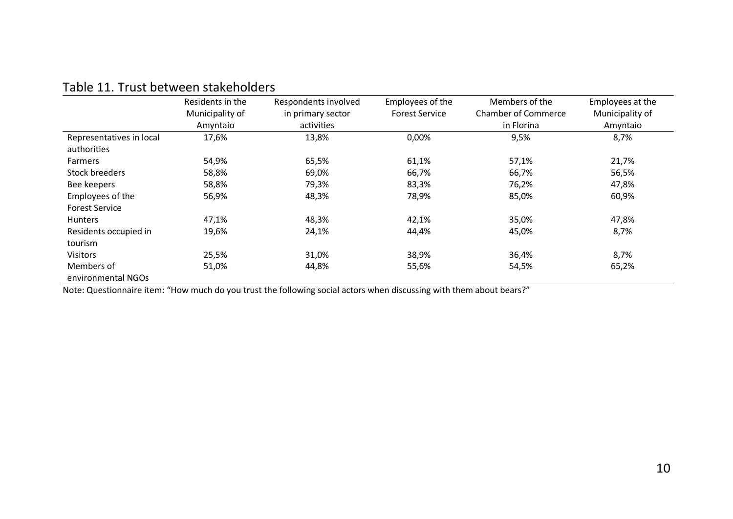Table 11. Trust between stakeholders

| | Residents in the Municipality of Amyntaio | Respondents involved in primary sector activities | Employees of the Forest Service | Members of the Chamber of Commerce in Florina | Employees at the Municipality of Amyntaio |
|---|---|---|---|---|---|
| Representatives in local authorities | 17,6% | 13,8% | 0,00% | 9,5% | 8,7% |
| Farmers | 54,9% | 65,5% | 61,1% | 57,1% | 21,7% |
| Stock breeders | 58,8% | 69,0% | 66,7% | 66,7% | 56,5% |
| Bee keepers | 58,8% | 79,3% | 83,3% | 76,2% | 47,8% |
| Employees of the Forest Service | 56,9% | 48,3% | 78,9% | 85,0% | 60,9% |
| Hunters | 47,1% | 48,3% | 42,1% | 35,0% | 47,8% |
| Residents occupied in tourism | 19,6% | 24,1% | 44,4% | 45,0% | 8,7% |
| Visitors | 25,5% | 31,0% | 38,9% | 36,4% | 8,7% |
| Members of environmental NGOs | 51,0% | 44,8% | 55,6% | 54,5% | 65,2% |

Note: Questionnaire item: "How much do you trust the following social actors when discussing with them about bears?"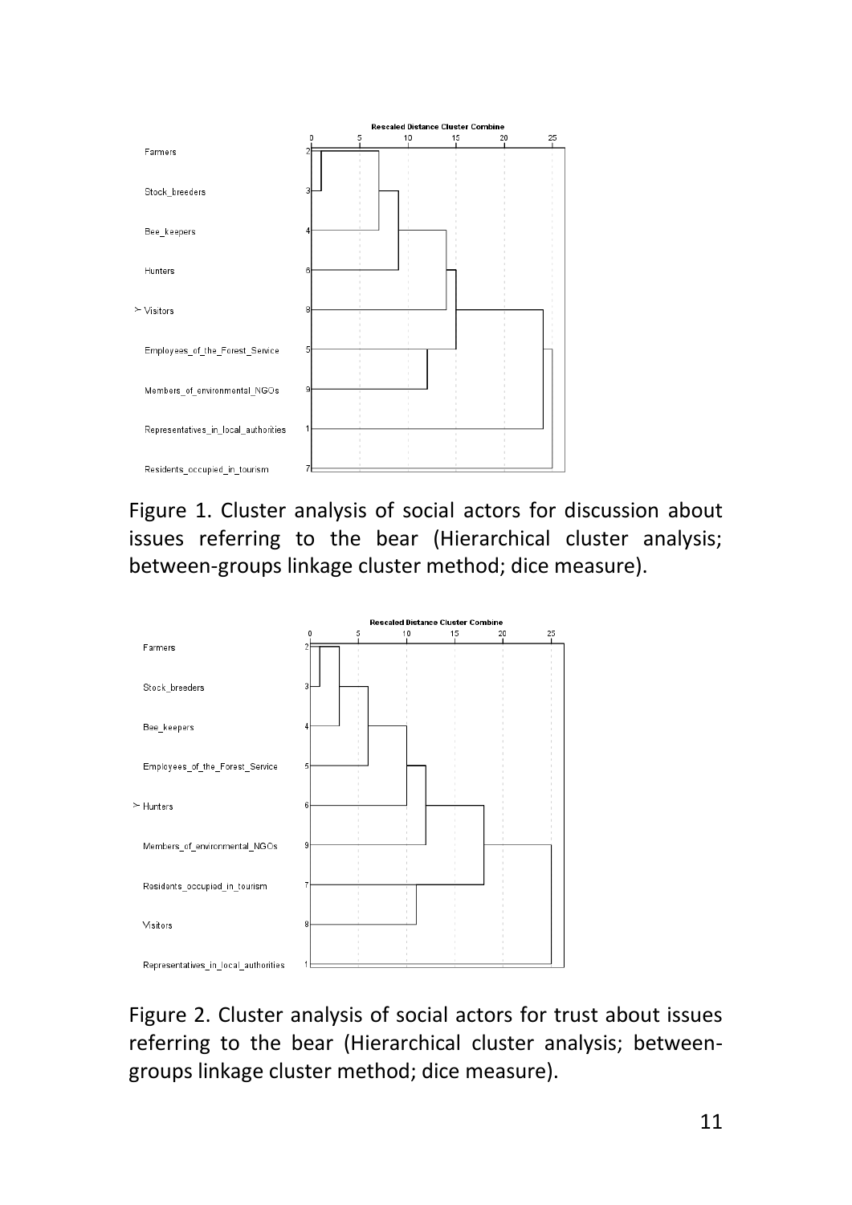Figure 1. Cluster analysis of social actors for discussion about issues referring to the bear (Hierarchical cluster analysis; between-groups linkage cluster method; dice measure).

Figure 2. Cluster analysis of social actors for trust about issues referring to the bear (Hierarchical cluster analysis; between-groups linkage cluster method; dice measure).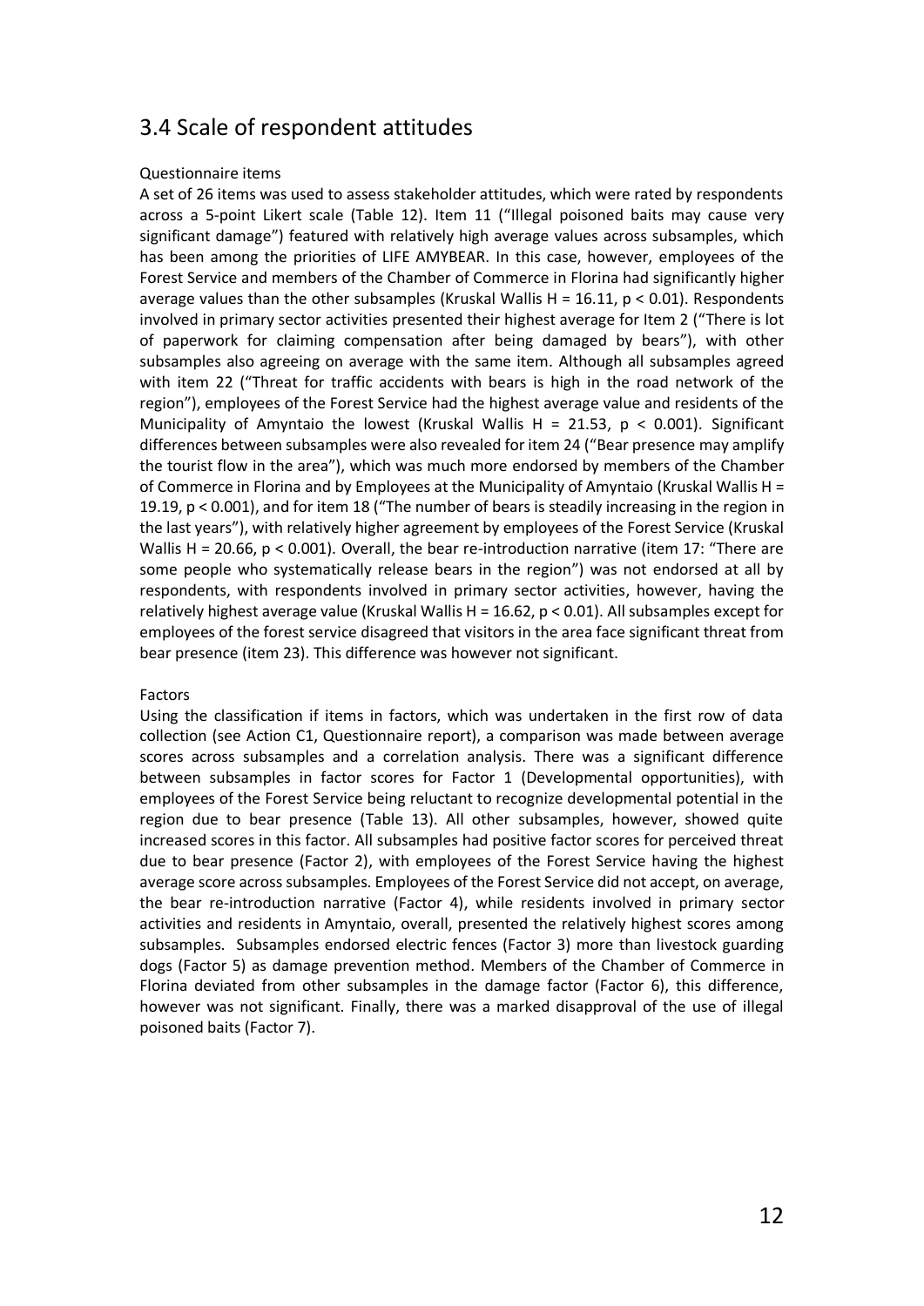## 3.4 Scale of respondent attitudes

Questionnaire items

A set of 26 items was used to assess stakeholder attitudes, which were rated by respondents across a 5-point Likert scale (Table 12). Item 11 ("Illegal poisoned baits may cause very significant damage") featured with relatively high average values across subsamples, which has been among the priorities of LIFE AMYBEAR. In this case, however, employees of the Forest Service and members of the Chamber of Commerce in Florina had significantly higher average values than the other subsamples (Kruskal Wallis $H = 16.11$, $p < 0.01$). Respondents involved in primary sector activities presented their highest average for Item 2 ("There is lot of paperwork for claiming compensation after being damaged by bears"), with other subsamples also agreeing on average with the same item. Although all subsamples agreed with item 22 ("Threat for traffic accidents with bears is high in the road network of the region"), employees of the Forest Service had the highest average value and residents of the Municipality of Amyntaio the lowest (Kruskal Wallis $H = 21.53$, $p < 0.001$). Significant differences between subsamples were also revealed for item 24 ("Bear presence may amplify the tourist flow in the area"), which was much more endorsed by members of the Chamber of Commerce in Florina and by Employees at the Municipality of Amyntaio (Kruskal Wallis $H = 19.19$, $p < 0.001$), and for item 18 ("The number of bears is steadily increasing in the region in the last years"), with relatively higher agreement by employees of the Forest Service (Kruskal Wallis $H = 20.66$, $p < 0.001$). Overall, the bear re-introduction narrative (item 17: "There are some people who systematically release bears in the region") was not endorsed at all by respondents, with respondents involved in primary sector activities, however, having the relatively highest average value (Kruskal Wallis $H = 16.62$, $p < 0.01$). All subsamples except for employees of the forest service disagreed that visitors in the area face significant threat from bear presence (item 23). This difference was however not significant.

Factors

Using the classification if items in factors, which was undertaken in the first row of data collection (see Action C1, Questionnaire report), a comparison was made between average scores across subsamples and a correlation analysis. There was a significant difference between subsamples in factor scores for Factor 1 (Developmental opportunities), with employees of the Forest Service being reluctant to recognize developmental potential in the region due to bear presence (Table 13). All other subsamples, however, showed quite increased scores in this factor. All subsamples had positive factor scores for perceived threat due to bear presence (Factor 2), with employees of the Forest Service having the highest average score across subsamples. Employees of the Forest Service did not accept, on average, the bear re-introduction narrative (Factor 4), while residents involved in primary sector activities and residents in Amyntaio, overall, presented the relatively highest scores among subsamples. Subsamples endorsed electric fences (Factor 3) more than livestock guarding dogs (Factor 5) as damage prevention method. Members of the Chamber of Commerce in Florina deviated from other subsamples in the damage factor (Factor 6), this difference, however was not significant. Finally, there was a marked disapproval of the use of illegal poisoned baits (Factor 7).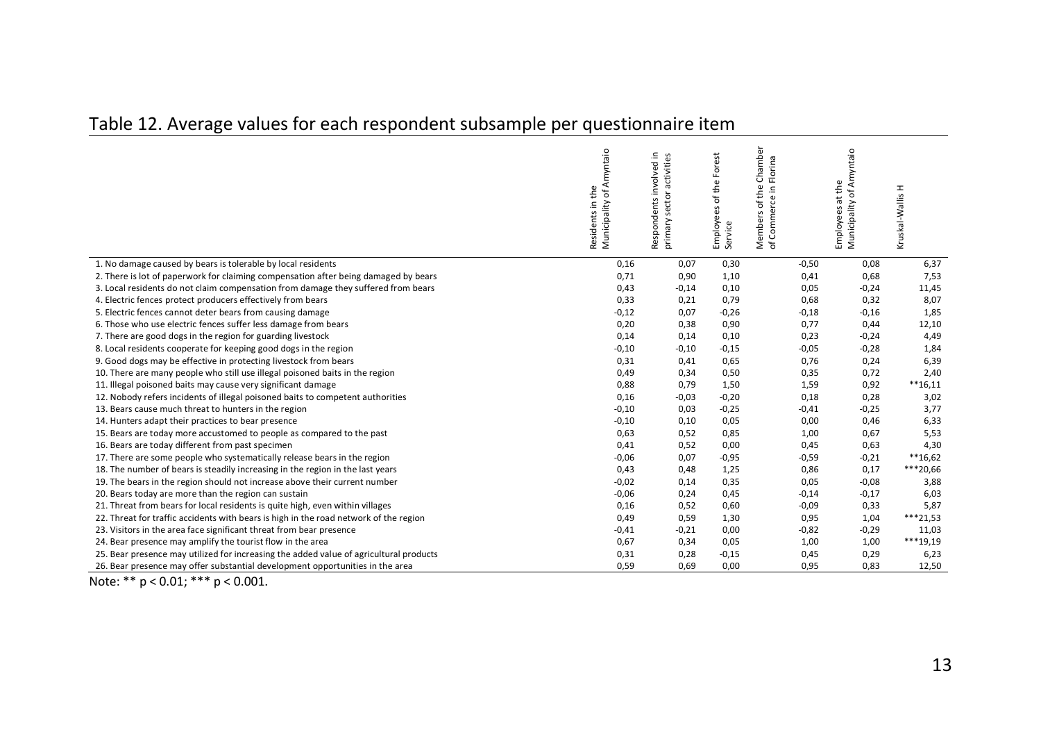Table 12. Average values for each respondent subsample per questionnaire item

| | Residents in the Municipality of Amyntaio | Respondents involved in primary sector activities | Employees of the Forest Service | Members of the Chamber of Commerce in Florina | Employees at the Municipality of Amyntaio | Kruskal-Wallis H |
|---|---|---|---|---|---|---|
| 1. No damage caused by bears is tolerable by local residents | 0,16 | 0,07 | 0,30 | -0,50 | 0,08 | 6,37 |
| 2. There is lot of paperwork for claiming compensation after being damaged by bears | 0,71 | 0,90 | 1,10 | 0,41 | 0,68 | 7,53 |
| 3. Local residents do not claim compensation from damage they suffered from bears | 0,43 | -0,14 | 0,10 | 0,05 | -0,24 | 11,45 |
| 4. Electric fences protect producers effectively from bears | 0,33 | 0,21 | 0,79 | 0,68 | 0,32 | 8,07 |
| 5. Electric fences cannot deter bears from causing damage | -0,12 | 0,07 | -0,26 | -0,18 | -0,16 | 1,85 |
| 6. Those who use electric fences suffer less damage from bears | 0,20 | 0,38 | 0,90 | 0,77 | 0,44 | 12,10 |
| 7. There are good dogs in the region for guarding livestock | 0,14 | 0,14 | 0,10 | 0,23 | -0,24 | 4,49 |
| 8. Local residents cooperate for keeping good dogs in the region | -0,10 | -0,10 | -0,15 | -0,05 | -0,28 | 1,84 |
| 9. Good dogs may be effective in protecting livestock from bears | 0,31 | 0,41 | 0,65 | 0,76 | 0,24 | 6,39 |
| 10. There are many people who still use illegal poisoned baits in the region | 0,49 | 0,34 | 0,50 | 0,35 | 0,72 | 2,40 |
| 11. Illegal poisoned baits may cause very significant damage | 0,88 | 0,79 | 1,50 | 1,59 | 0,92 | **16,11 |
| 12. Nobody refers incidents of illegal poisoned baits to competent authorities | 0,16 | -0,03 | -0,20 | 0,18 | 0,28 | 3,02 |
| 13. Bears cause much threat to hunters in the region | -0,10 | 0,03 | -0,25 | -0,41 | -0,25 | 3,77 |
| 14. Hunters adapt their practices to bear presence | -0,10 | 0,10 | 0,05 | 0,00 | 0,46 | 6,33 |
| 15. Bears are today more accustomed to people as compared to the past | 0,63 | 0,52 | 0,85 | 1,00 | 0,67 | 5,53 |
| 16. Bears are today different from past specimen | 0,41 | 0,52 | 0,00 | 0,45 | 0,63 | 4,30 |
| 17. There are some people who systematically release bears in the region | -0,06 | 0,07 | -0,95 | -0,59 | -0,21 | **16,62 |
| 18. The number of bears is steadily increasing in the region in the last years | 0,43 | 0,48 | 1,25 | 0,86 | 0,17 | ***20,66 |
| 19. The bears in the region should not increase above their current number | -0,02 | 0,14 | 0,35 | 0,05 | -0,08 | 3,88 |
| 20. Bears today are more than the region can sustain | -0,06 | 0,24 | 0,45 | -0,14 | -0,17 | 6,03 |
| 21. Threat from bears for local residents is quite high, even within villages | 0,16 | 0,52 | 0,60 | -0,09 | 0,33 | 5,87 |
| 22. Threat for traffic accidents with bears is high in the road network of the region | 0,49 | 0,59 | 1,30 | 0,95 | 1,04 | ***21,53 |
| 23. Visitors in the area face significant threat from bear presence | -0,41 | -0,21 | 0,00 | -0,82 | -0,29 | 11,03 |
| 24. Bear presence may amplify the tourist flow in the area | 0,67 | 0,34 | 0,05 | 1,00 | 1,00 | ***19,19 |
| 25. Bear presence may utilized for increasing the added value of agricultural products | 0,31 | 0,28 | -0,15 | 0,45 | 0,29 | 6,23 |
| 26. Bear presence may offer substantial development opportunities in the area | 0,59 | 0,69 | 0,00 | 0,95 | 0,83 | 12,50 |

Note: ** $p < 0.01$; *** $p < 0.001$.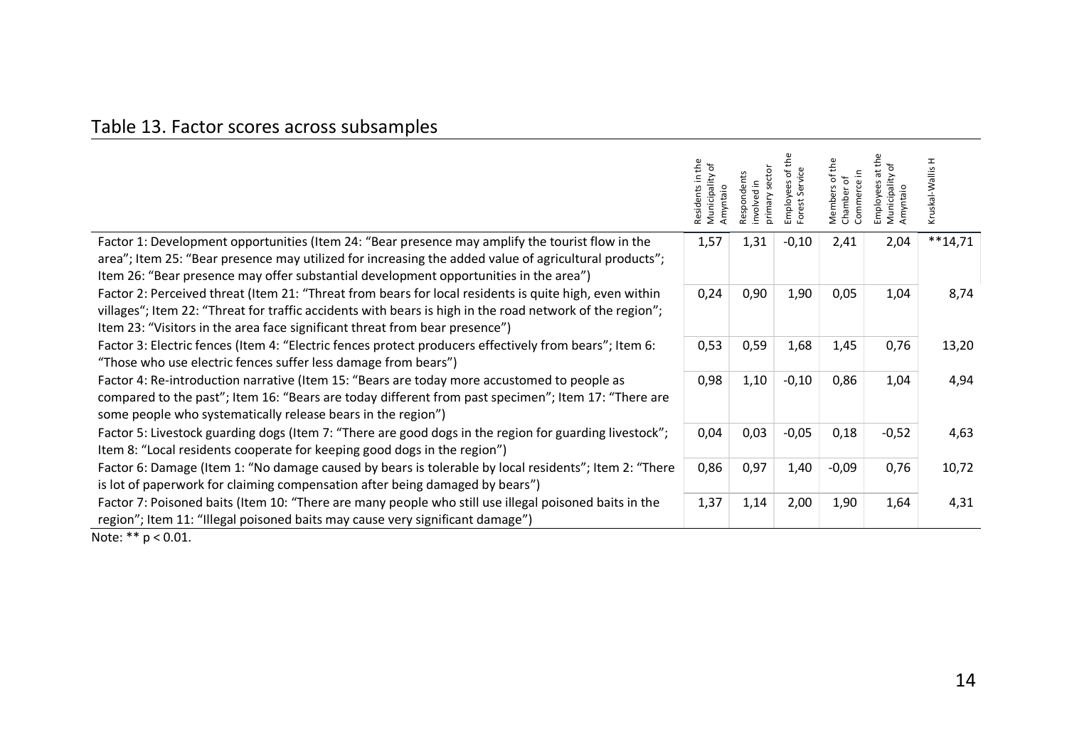## Table 13. Factor scores across subsamples

| | Residents in the Municipality of Amyntaio | Respondents involved in primary sector | Employees of the Forest Service | Members of the Chamber of Commerce in | Employees at the Municipality of Amyntaio | Kruskal-Wallis H |
|---|---|---|---|---|---|---|
| Factor 1: Development opportunities (Item 24: “Bear presence may amplify the tourist flow in the area”; Item 25: “Bear presence may utilized for increasing the added value of agricultural products”; Item 26: “Bear presence may offer substantial development opportunities in the area”) | 1,57 | 1,31 | -0,10 | 2,41 | 2,04 | **14,71 |
| Factor 2: Perceived threat (Item 21: “Threat from bears for local residents is quite high, even within villages“; Item 22: “Threat for traffic accidents with bears is high in the road network of the region”; Item 23: “Visitors in the area face significant threat from bear presence”) | 0,24 | 0,90 | 1,90 | 0,05 | 1,04 | 8,74 |
| Factor 3: Electric fences (Item 4: “Electric fences protect producers effectively from bears”; Item 6: “Those who use electric fences suffer less damage from bears”) | 0,53 | 0,59 | 1,68 | 1,45 | 0,76 | 13,20 |
| Factor 4: Re-introduction narrative (Item 15: “Bears are today more accustomed to people as compared to the past”; Item 16: “Bears are today different from past specimen”; Item 17: “There are some people who systematically release bears in the region”) | 0,98 | 1,10 | -0,10 | 0,86 | 1,04 | 4,94 |
| Factor 5: Livestock guarding dogs (Item 7: “There are good dogs in the region for guarding livestock”; Item 8: “Local residents cooperate for keeping good dogs in the region”) | 0,04 | 0,03 | -0,05 | 0,18 | -0,52 | 4,63 |
| Factor 6: Damage (Item 1: “No damage caused by bears is tolerable by local residents”; Item 2: “There is lot of paperwork for claiming compensation after being damaged by bears”) | 0,86 | 0,97 | 1,40 | -0,09 | 0,76 | 10,72 |
| Factor 7: Poisoned baits (Item 10: “There are many people who still use illegal poisoned baits in the region”; Item 11: “Illegal poisoned baits may cause very significant damage”) | 1,37 | 1,14 | 2,00 | 1,90 | 1,64 | 4,31 |

Note: ** $p < 0.01$.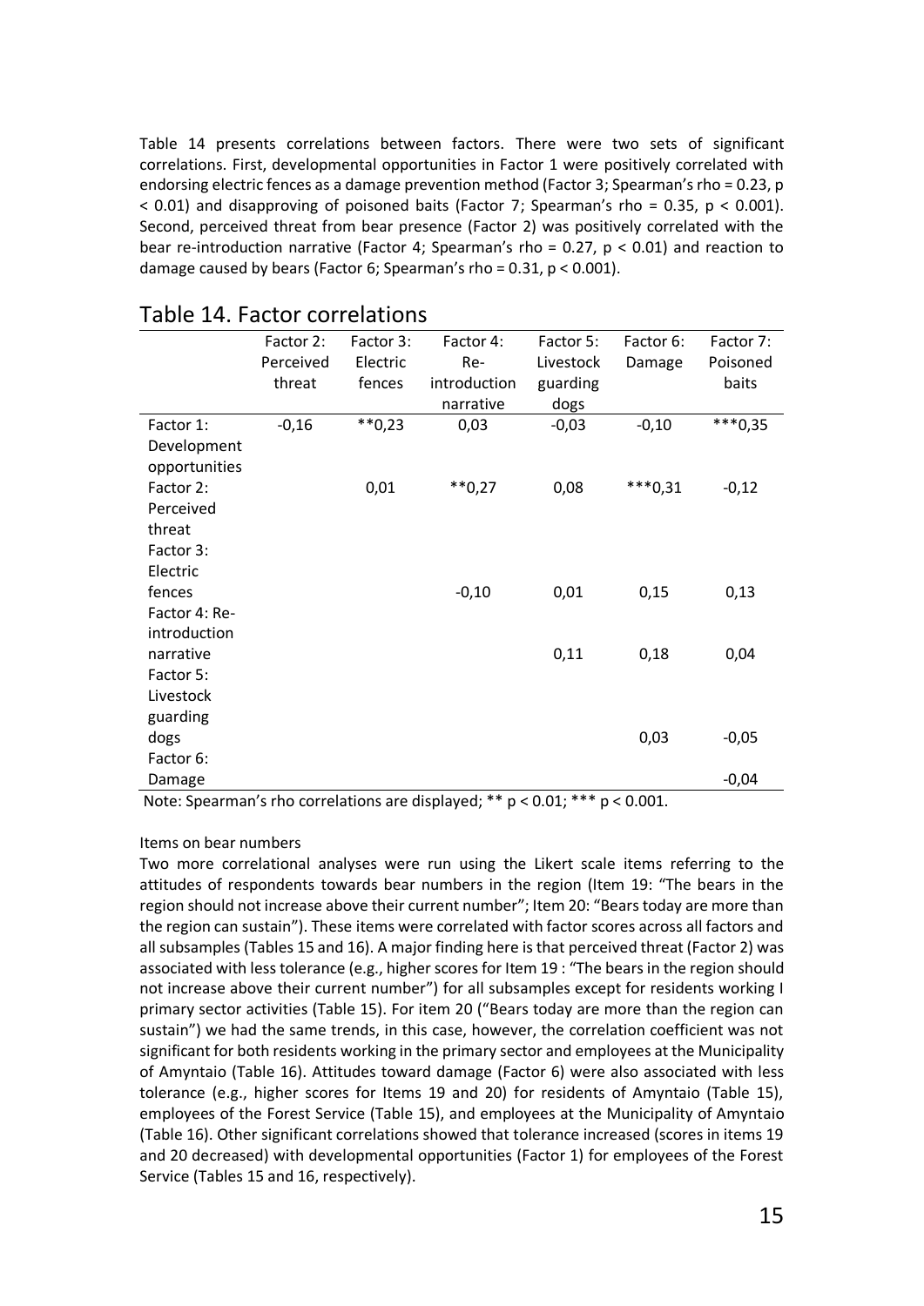Table 14 presents correlations between factors. There were two sets of significant correlations. First, developmental opportunities in Factor 1 were positively correlated with endorsing electric fences as a damage prevention method (Factor 3; Spearman's rho = 0.23, $p < 0.01$) and disapproving of poisoned baits (Factor 7; Spearman's rho = 0.35, $p < 0.001$). Second, perceived threat from bear presence (Factor 2) was positively correlated with the bear re-introduction narrative (Factor 4; Spearman's rho = 0.27, $p < 0.01$) and reaction to damage caused by bears (Factor 6; Spearman's rho = 0.31, $p < 0.001$).

## Table 14. Factor correlations

| | Factor 2: Perceived threat | Factor 3: Electric fences | Factor 4: Re-introduction narrative | Factor 5: Livestock guarding dogs | Factor 6: Damage | Factor 7: Poisoned baits |
|---|---|---|---|---|---|---|
| Factor 1: Development opportunities | -0,16 | **0,23 | 0,03 | -0,03 | -0,10 | ***0,35 |
| Factor 2: Perceived threat | | 0,01 | **0,27 | 0,08 | ***0,31 | -0,12 |
| Factor 3: Electric fences | | | -0,10 | 0,01 | 0,15 | 0,13 |
| Factor 4: Re-introduction narrative | | | | 0,11 | 0,18 | 0,04 |
| Factor 5: Livestock guarding dogs | | | | | 0,03 | -0,05 |
| Factor 6: Damage | | | | | | -0,04 |

Note: Spearman's rho correlations are displayed; ** $p < 0.01$; *** $p < 0.001$.

Items on bear numbers

Two more correlational analyses were run using the Likert scale items referring to the attitudes of respondents towards bear numbers in the region (Item 19: "The bears in the region should not increase above their current number"; Item 20: "Bears today are more than the region can sustain"). These items were correlated with factor scores across all factors and all subsamples (Tables 15 and 16). A major finding here is that perceived threat (Factor 2) was associated with less tolerance (e.g., higher scores for Item 19 : "The bears in the region should not increase above their current number") for all subsamples except for residents working I primary sector activities (Table 15). For item 20 ("Bears today are more than the region can sustain") we had the same trends, in this case, however, the correlation coefficient was not significant for both residents working in the primary sector and employees at the Municipality of Amyntaio (Table 16). Attitudes toward damage (Factor 6) were also associated with less tolerance (e.g., higher scores for Items 19 and 20) for residents of Amyntaio (Table 15), employees of the Forest Service (Table 15), and employees at the Municipality of Amyntaio (Table 16). Other significant correlations showed that tolerance increased (scores in items 19 and 20 decreased) with developmental opportunities (Factor 1) for employees of the Forest Service (Tables 15 and 16, respectively).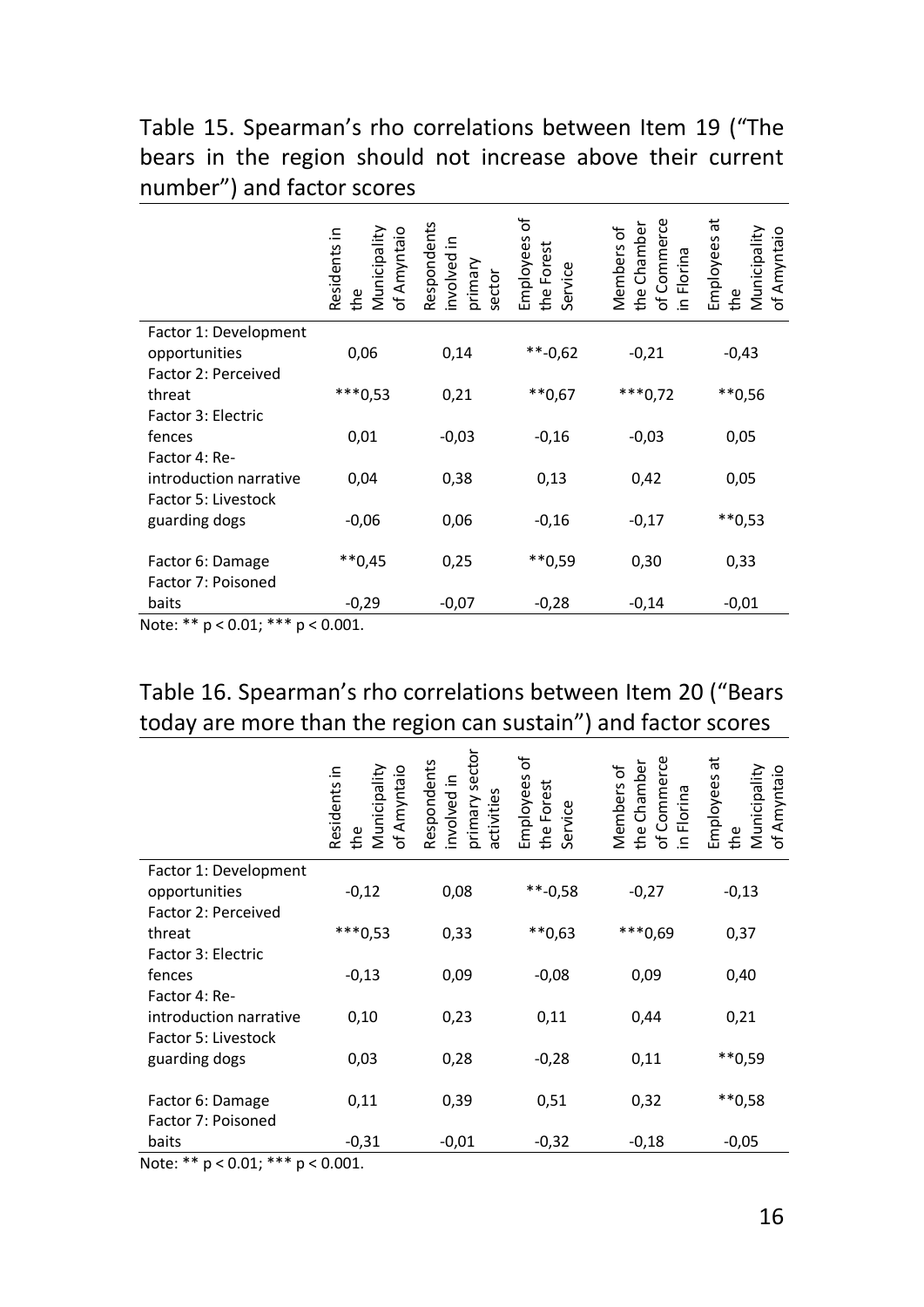Table 15. Spearman's rho correlations between Item 19 ("The bears in the region should not increase above their current number") and factor scores

| | Residents in the Municipality of Amyntaio | Respondents involved in primary sector | Employees of the Forest Service | Members of the Chamber of Commerce in Florina | Employees at the Municipality of Amyntaio |
|---|---|---|---|---|---|
| Factor 1: Development opportunities | 0,06 | 0,14 | **-0,62 | -0,21 | -0,43 |
| Factor 2: Perceived threat | ***0,53 | 0,21 | **0,67 | ***0,72 | **0,56 |
| Factor 3: Electric fences | 0,01 | -0,03 | -0,16 | -0,03 | 0,05 |
| Factor 4: Re-introduction narrative | 0,04 | 0,38 | 0,13 | 0,42 | 0,05 |
| Factor 5: Livestock guarding dogs | -0,06 | 0,06 | -0,16 | -0,17 | **0,53 |
| Factor 6: Damage | **0,45 | 0,25 | **0,59 | 0,30 | 0,33 |
| Factor 7: Poisoned baits | -0,29 | -0,07 | -0,28 | -0,14 | -0,01 |

Note: ** p < 0.01; *** p < 0.001.

Table 16. Spearman's rho correlations between Item 20 ("Bears today are more than the region can sustain") and factor scores

| | Residents in the Municipality of Amyntaio | Respondents involved in primary sector activities | Employees of the Forest Service | Members of the Chamber of Commerce in Florina | Employees at the Municipality of Amyntaio |
|---|---|---|---|---|---|
| Factor 1: Development opportunities | -0,12 | 0,08 | **-0,58 | -0,27 | -0,13 |
| Factor 2: Perceived threat | ***0,53 | 0,33 | **0,63 | ***0,69 | 0,37 |
| Factor 3: Electric fences | -0,13 | 0,09 | -0,08 | 0,09 | 0,40 |
| Factor 4: Re-introduction narrative | 0,10 | 0,23 | 0,11 | 0,44 | 0,21 |
| Factor 5: Livestock guarding dogs | 0,03 | 0,28 | -0,28 | 0,11 | **0,59 |
| Factor 6: Damage | 0,11 | 0,39 | 0,51 | 0,32 | **0,58 |
| Factor 7: Poisoned baits | -0,31 | -0,01 | -0,32 | -0,18 | -0,05 |

Note: ** p < 0.01; *** p < 0.001.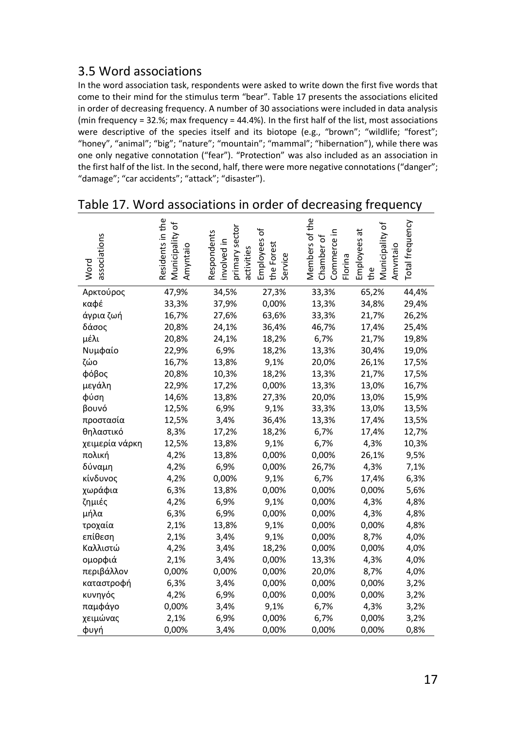## 3.5 Word associations

In the word association task, respondents were asked to write down the first five words that come to their mind for the stimulus term "bear". Table 17 presents the associations elicited in order of decreasing frequency. A number of 30 associations were included in data analysis (min frequency = 32.%; max frequency = 44.4%). In the first half of the list, most associations were descriptive of the species itself and its biotope (e.g., "brown"; "wildlife; "forest"; "honey", "animal"; "big"; "nature"; "mountain"; "mammal"; "hibernation"), while there was one only negative connotation ("fear"). "Protection" was also included as an association in the first half of the list. In the second, half, there were more negative connotations ("danger"; "damage"; "car accidents"; "attack"; "disaster").

Table 17. Word associations in order of decreasing frequency

| Word associations | Residents in the Municipality of Amyntaio | Respondents involved in primary sector activities | Employees of the Forest Service | Members of the Chamber of Commerce in Florina | Employees at the Municipality of Amyntaio | Total frequency |
|---|---|---|---|---|---|---|
| Αρκτούρος | 47,9% | 34,5% | 27,3% | 33,3% | 65,2% | 44,4% |
| καφέ | 33,3% | 37,9% | 0,00% | 13,3% | 34,8% | 29,4% |
| άγρια ζωή | 16,7% | 27,6% | 63,6% | 33,3% | 21,7% | 26,2% |
| δάσος | 20,8% | 24,1% | 36,4% | 46,7% | 17,4% | 25,4% |
| μέλι | 20,8% | 24,1% | 18,2% | 6,7% | 21,7% | 19,8% |
| Νυμφαίο | 22,9% | 6,9% | 18,2% | 13,3% | 30,4% | 19,0% |
| ζώο | 16,7% | 13,8% | 9,1% | 20,0% | 26,1% | 17,5% |
| φόβος | 20,8% | 10,3% | 18,2% | 13,3% | 21,7% | 17,5% |
| μεγάλη | 22,9% | 17,2% | 0,00% | 13,3% | 13,0% | 16,7% |
| φύση | 14,6% | 13,8% | 27,3% | 20,0% | 13,0% | 15,9% |
| βουνό | 12,5% | 6,9% | 9,1% | 33,3% | 13,0% | 13,5% |
| προστασία | 12,5% | 3,4% | 36,4% | 13,3% | 17,4% | 13,5% |
| θηλαστικό | 8,3% | 17,2% | 18,2% | 6,7% | 17,4% | 12,7% |
| χειμερία νάρκη | 12,5% | 13,8% | 9,1% | 6,7% | 4,3% | 10,3% |
| πολική | 4,2% | 13,8% | 0,00% | 0,00% | 26,1% | 9,5% |
| δύναμη | 4,2% | 6,9% | 0,00% | 26,7% | 4,3% | 7,1% |
| κίνδυνος | 4,2% | 0,00% | 9,1% | 6,7% | 17,4% | 6,3% |
| χωράφια | 6,3% | 13,8% | 0,00% | 0,00% | 0,00% | 5,6% |
| ζημιές | 4,2% | 6,9% | 9,1% | 0,00% | 4,3% | 4,8% |
| μήλα | 6,3% | 6,9% | 0,00% | 0,00% | 4,3% | 4,8% |
| τροχαία | 2,1% | 13,8% | 9,1% | 0,00% | 0,00% | 4,8% |
| επίθεση | 2,1% | 3,4% | 9,1% | 0,00% | 8,7% | 4,0% |
| Καλλιστώ | 4,2% | 3,4% | 18,2% | 0,00% | 0,00% | 4,0% |
| ομορφιά | 2,1% | 3,4% | 0,00% | 13,3% | 4,3% | 4,0% |
| περιβάλλον | 0,00% | 0,00% | 0,00% | 20,0% | 8,7% | 4,0% |
| καταστροφή | 6,3% | 3,4% | 0,00% | 0,00% | 0,00% | 3,2% |
| κυνηγός | 4,2% | 6,9% | 0,00% | 0,00% | 0,00% | 3,2% |
| παμφάγο | 0,00% | 3,4% | 9,1% | 6,7% | 4,3% | 3,2% |
| χειμώνας | 2,1% | 6,9% | 0,00% | 6,7% | 0,00% | 3,2% |
| φυγή | 0,00% | 3,4% | 0,00% | 0,00% | 0,00% | 0,8% |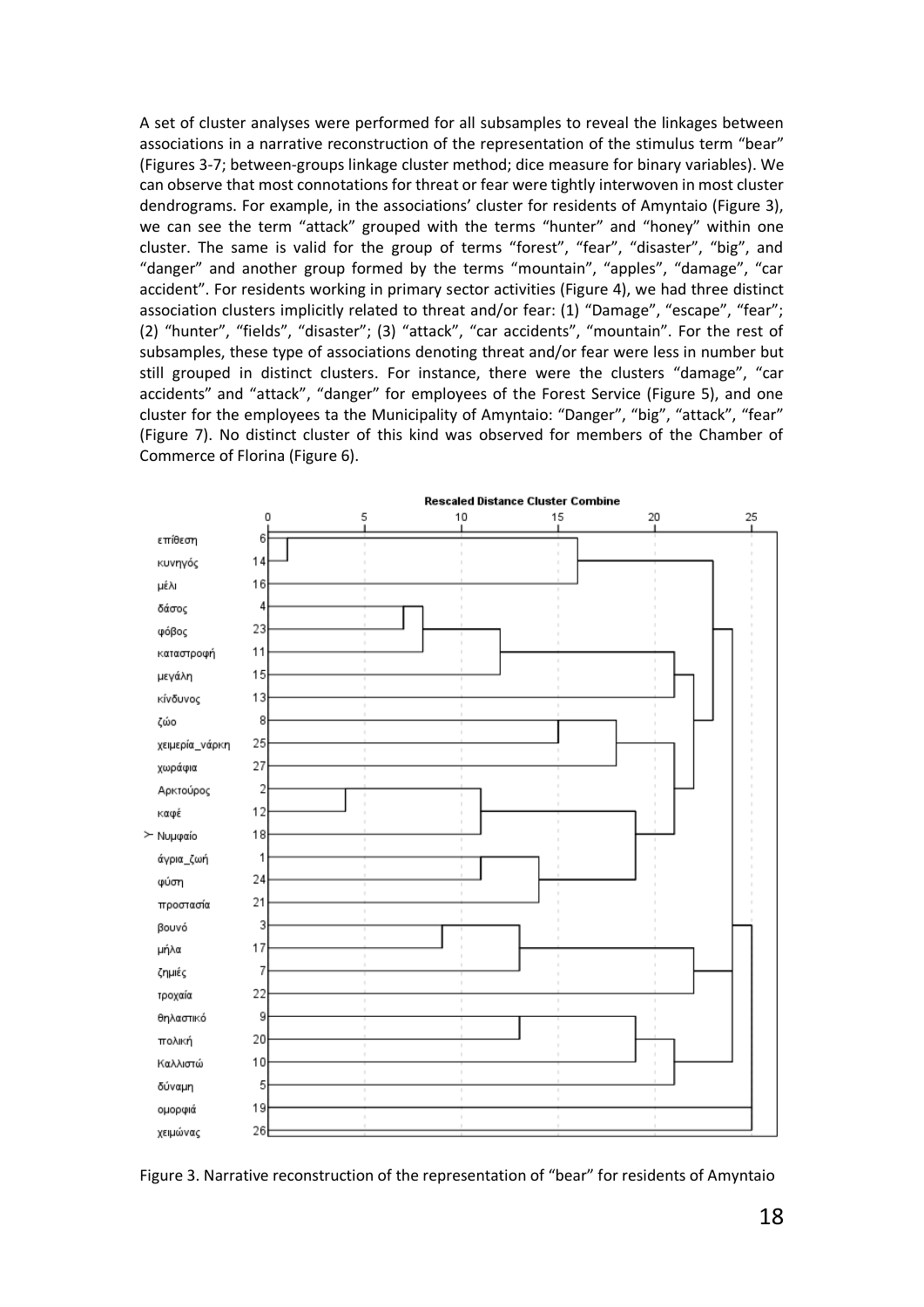A set of cluster analyses were performed for all subsamples to reveal the linkages between associations in a narrative reconstruction of the representation of the stimulus term "bear" (Figures 3-7; between-groups linkage cluster method; dice measure for binary variables). We can observe that most connotations for threat or fear were tightly interwoven in most cluster dendrograms. For example, in the associations' cluster for residents of Amyntaio (Figure 3), we can see the term "attack" grouped with the terms "hunter" and "honey" within one cluster. The same is valid for the group of terms "forest", "fear", "disaster", "big", and "danger" and another group formed by the terms "mountain", "apples", "damage", "car accident". For residents working in primary sector activities (Figure 4), we had three distinct association clusters implicitly related to threat and/or fear: (1) "Damage", "escape", "fear"; (2) "hunter", "fields", "disaster"; (3) "attack", "car accidents", "mountain". For the rest of subsamples, these type of associations denoting threat and/or fear were less in number but still grouped in distinct clusters. For instance, there were the clusters "damage", "car accidents" and "attack", "danger" for employees of the Forest Service (Figure 5), and one cluster for the employees ta the Municipality of Amyntaio: "Danger", "big", "attack", "fear" (Figure 7). No distinct cluster of this kind was observed for members of the Chamber of Commerce of Florina (Figure 6).

Figure 3. Narrative reconstruction of the representation of "bear" for residents of Amyntaio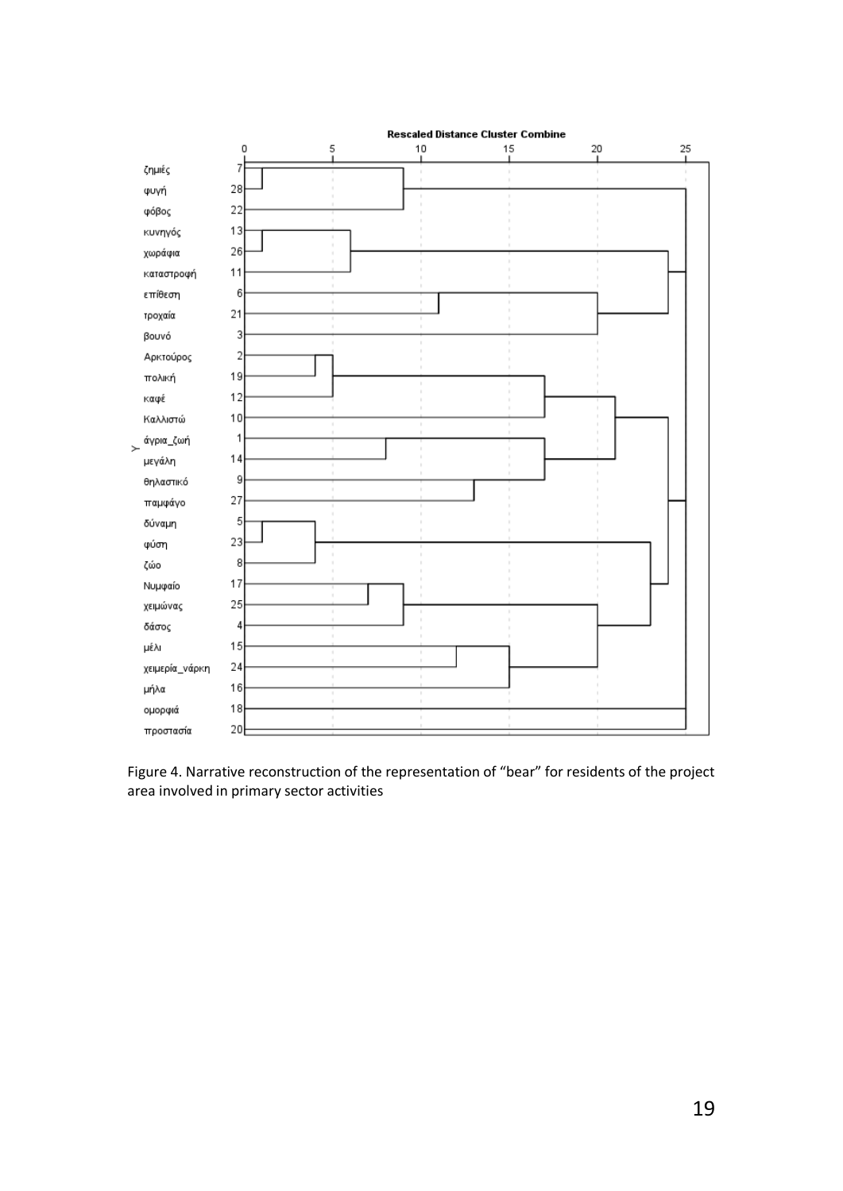Figure 4. Narrative reconstruction of the representation of “bear” for residents of the project area involved in primary sector activities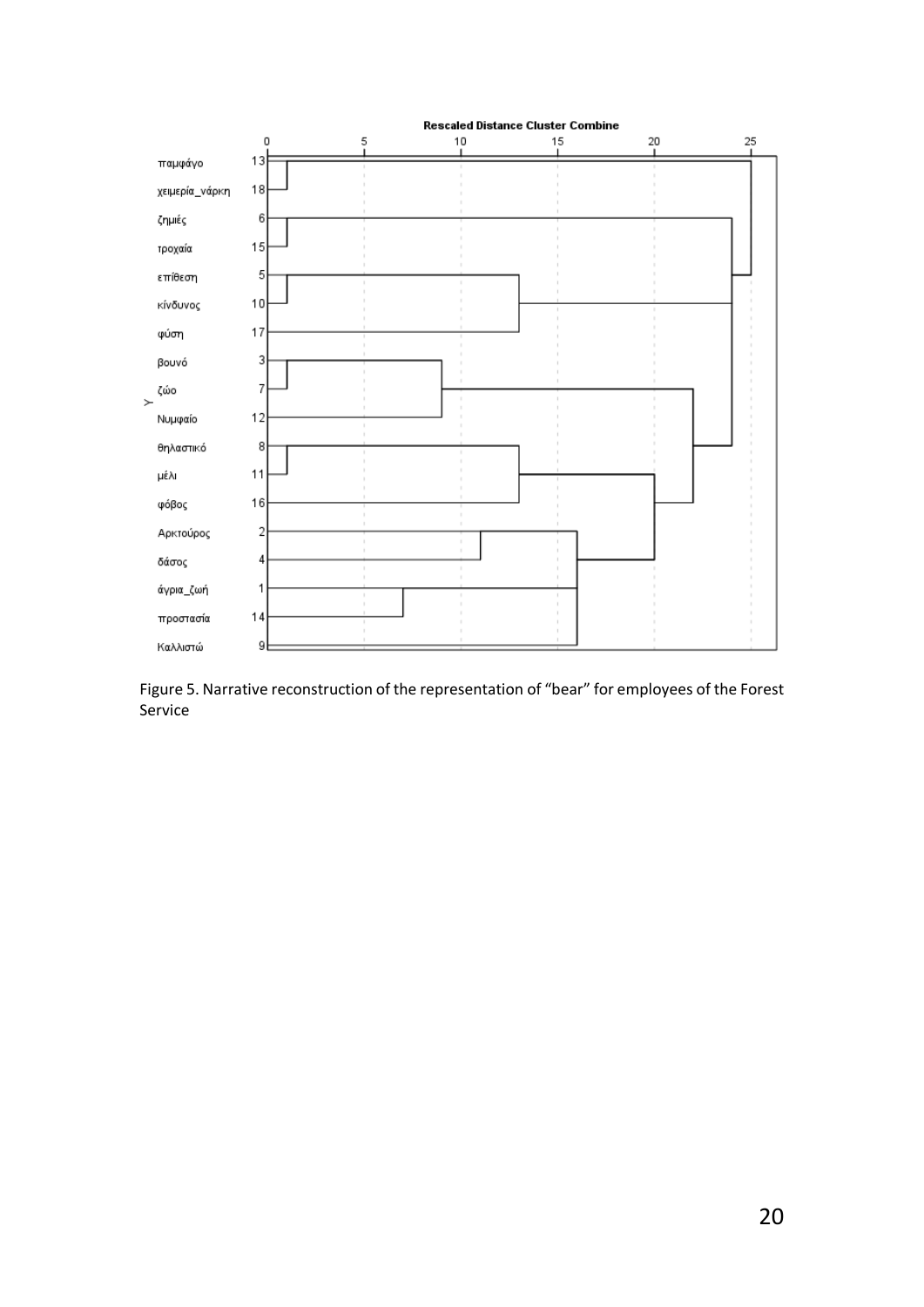Rescaled Distance Cluster Combine

| Label | Num |
|---|---|
| παμφάγο | 13 |
| χειμερία_νάρκη | 18 |
| ζημιές | 6 |
| τροχαία | 15 |
| επίθεση | 5 |
| κίνδυνος | 10 |
| φύση | 17 |
| βουνό | 3 |
| ζώο | 7 |
| Νυμφαίο | 12 |
| θηλαστικό | 8 |
| μέλι | 11 |
| φόβος | 16 |
| Αρκτούρος | 2 |
| δάσος | 4 |
| άγρια_ζωή | 1 |
| προστασία | 14 |
| Καλλιστώ | 9 |

Figure 5. Narrative reconstruction of the representation of "bear" for employees of the Forest Service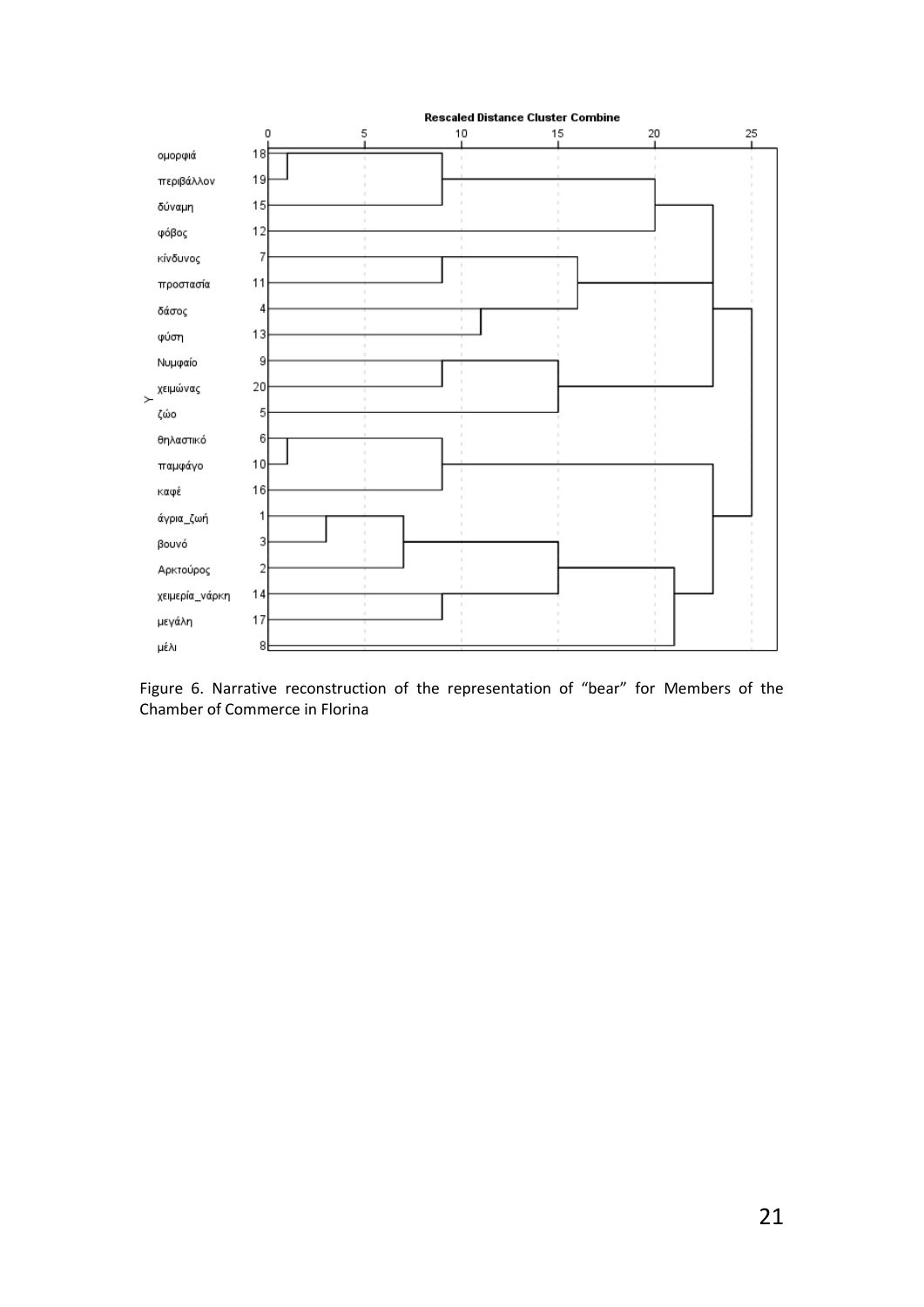Figure 6. Narrative reconstruction of the representation of "bear" for Members of the Chamber of Commerce in Florina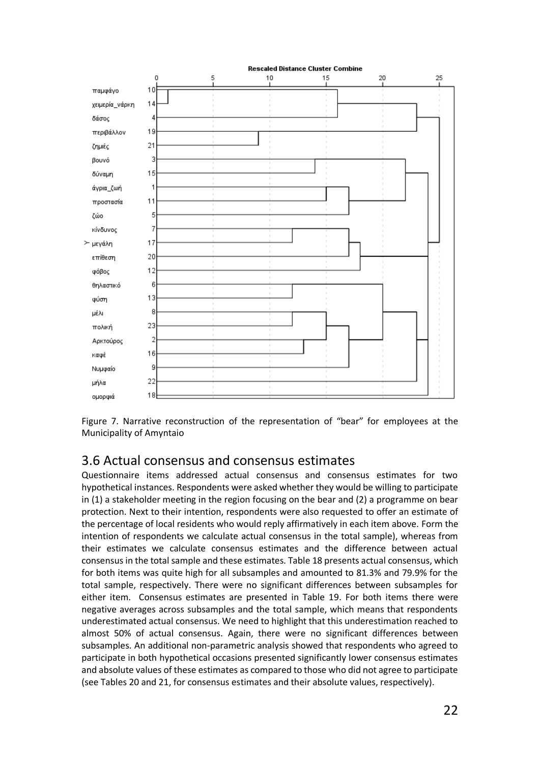Figure 7. Narrative reconstruction of the representation of "bear" for employees at the Municipality of Amyntaio

## 3.6 Actual consensus and consensus estimates

Questionnaire items addressed actual consensus and consensus estimates for two hypothetical instances. Respondents were asked whether they would be willing to participate in (1) a stakeholder meeting in the region focusing on the bear and (2) a programme on bear protection. Next to their intention, respondents were also requested to offer an estimate of the percentage of local residents who would reply affirmatively in each item above. Form the intention of respondents we calculate actual consensus in the total sample), whereas from their estimates we calculate consensus estimates and the difference between actual consensus in the total sample and these estimates. Table 18 presents actual consensus, which for both items was quite high for all subsamples and amounted to 81.3% and 79.9% for the total sample, respectively. There were no significant differences between subsamples for either item. Consensus estimates are presented in Table 19. For both items there were negative averages across subsamples and the total sample, which means that respondents underestimated actual consensus. We need to highlight that this underestimation reached to almost 50% of actual consensus. Again, there were no significant differences between subsamples. An additional non-parametric analysis showed that respondents who agreed to participate in both hypothetical occasions presented significantly lower consensus estimates and absolute values of these estimates as compared to those who did not agree to participate (see Tables 20 and 21, for consensus estimates and their absolute values, respectively).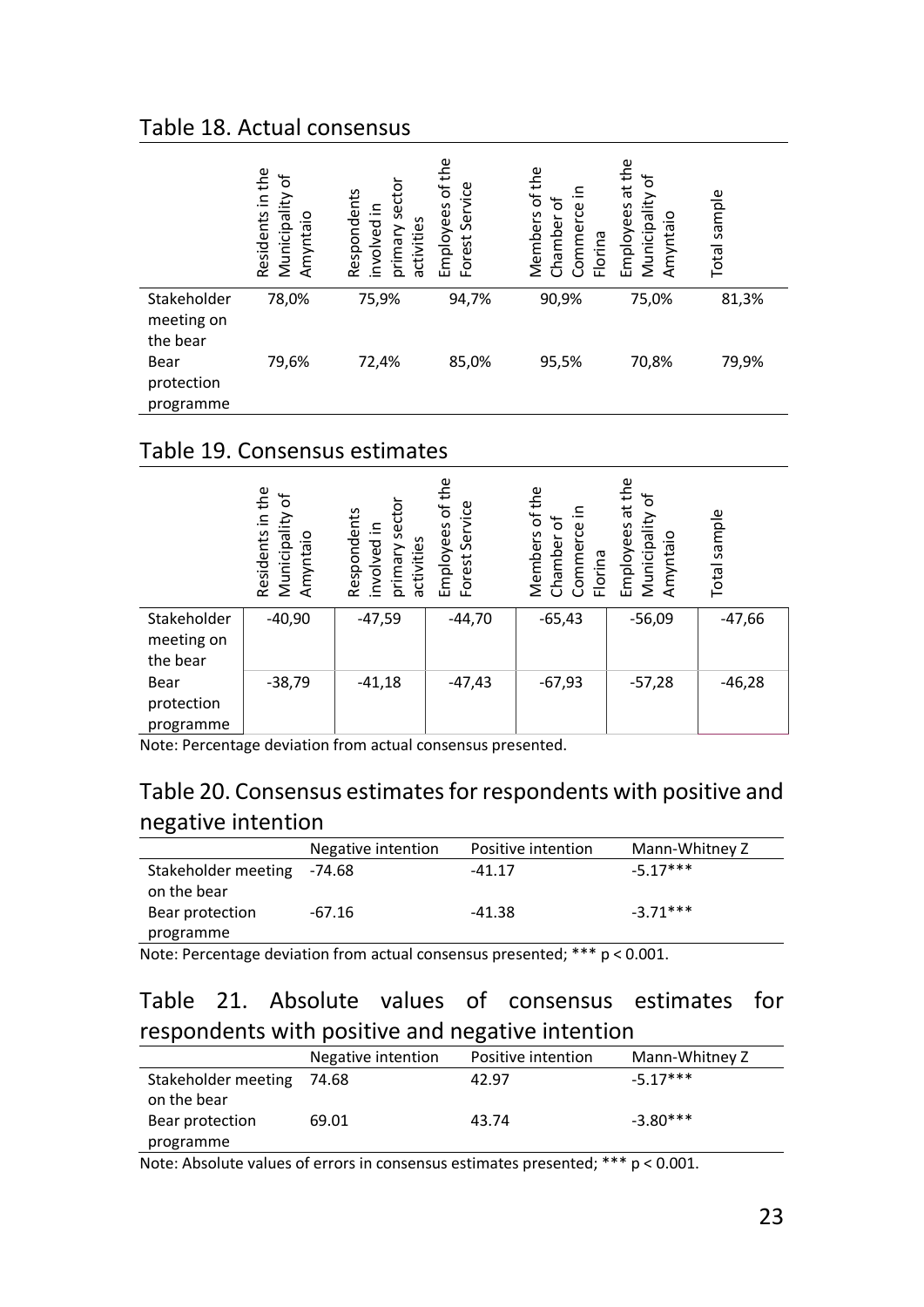## Table 18. Actual consensus

| | Residents in the Municipality of Amyntaio | Respondents involved in primary sector activities | Employees of the Forest Service | Members of the Chamber of Commerce in Florina | Employees at the Municipality of Amyntaio | Total sample |
|---|---|---|---|---|---|---|
| Stakeholder meeting on the bear | 78,0% | 75,9% | 94,7% | 90,9% | 75,0% | 81,3% |
| Bear protection programme | 79,6% | 72,4% | 85,0% | 95,5% | 70,8% | 79,9% |

## Table 19. Consensus estimates

| | Residents in the Municipality of Amyntaio | Respondents involved in primary sector activities | Employees of the Forest Service | Members of the Chamber of Commerce in Florina | Employees at the Municipality of Amyntaio | Total sample |
|---|---|---|---|---|---|---|
| Stakeholder meeting on the bear | -40,90 | -47,59 | -44,70 | -65,43 | -56,09 | -47,66 |
| Bear protection programme | -38,79 | -41,18 | -47,43 | -67,93 | -57,28 | -46,28 |

Note: Percentage deviation from actual consensus presented.

## Table 20. Consensus estimates for respondents with positive and negative intention

| | Negative intention | Positive intention | Mann-Whitney Z |
|---|---|---|---|
| Stakeholder meeting on the bear | -74.68 | -41.17 | -5.17*** |
| Bear protection programme | -67.16 | -41.38 | -3.71*** |

Note: Percentage deviation from actual consensus presented; *** $p < 0.001$.

## Table 21. Absolute values of consensus estimates for respondents with positive and negative intention

| | Negative intention | Positive intention | Mann-Whitney Z |
|---|---|---|---|
| Stakeholder meeting on the bear | 74.68 | 42.97 | -5.17*** |
| Bear protection programme | 69.01 | 43.74 | -3.80*** |

Note: Absolute values of errors in consensus estimates presented; *** $p < 0.001$.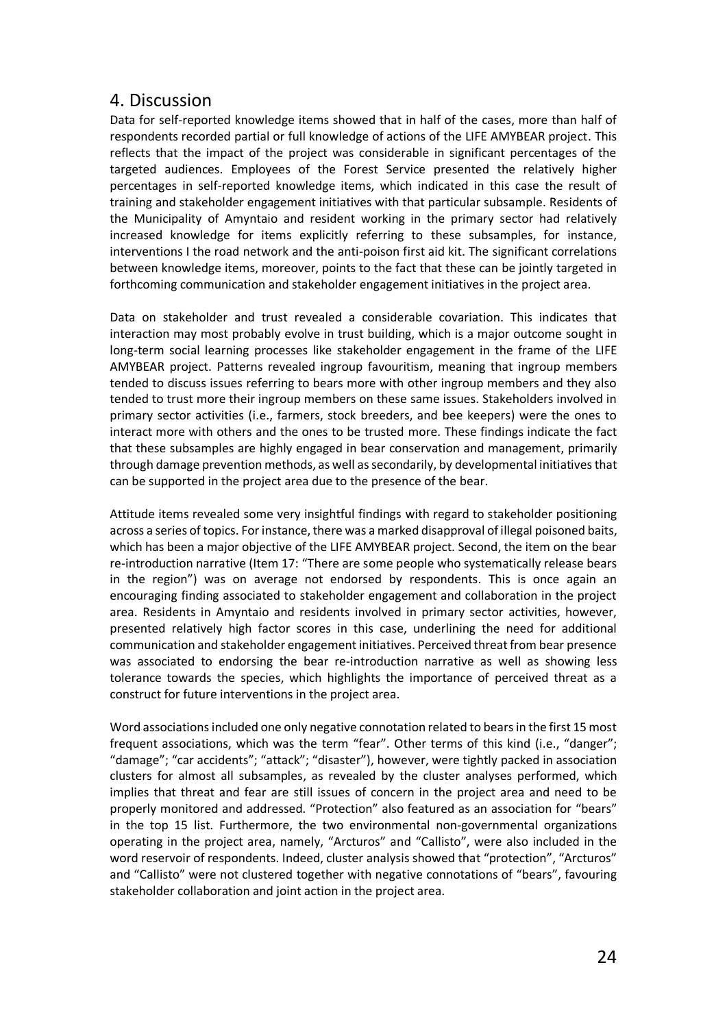## 4. Discussion

Data for self-reported knowledge items showed that in half of the cases, more than half of respondents recorded partial or full knowledge of actions of the LIFE AMYBEAR project. This reflects that the impact of the project was considerable in significant percentages of the targeted audiences. Employees of the Forest Service presented the relatively higher percentages in self-reported knowledge items, which indicated in this case the result of training and stakeholder engagement initiatives with that particular subsample. Residents of the Municipality of Amyntaio and resident working in the primary sector had relatively increased knowledge for items explicitly referring to these subsamples, for instance, interventions I the road network and the anti-poison first aid kit. The significant correlations between knowledge items, moreover, points to the fact that these can be jointly targeted in forthcoming communication and stakeholder engagement initiatives in the project area.

Data on stakeholder and trust revealed a considerable covariation. This indicates that interaction may most probably evolve in trust building, which is a major outcome sought in long-term social learning processes like stakeholder engagement in the frame of the LIFE AMYBEAR project. Patterns revealed ingroup favouritism, meaning that ingroup members tended to discuss issues referring to bears more with other ingroup members and they also tended to trust more their ingroup members on these same issues. Stakeholders involved in primary sector activities (i.e., farmers, stock breeders, and bee keepers) were the ones to interact more with others and the ones to be trusted more. These findings indicate the fact that these subsamples are highly engaged in bear conservation and management, primarily through damage prevention methods, as well as secondarily, by developmental initiatives that can be supported in the project area due to the presence of the bear.

Attitude items revealed some very insightful findings with regard to stakeholder positioning across a series of topics. For instance, there was a marked disapproval of illegal poisoned baits, which has been a major objective of the LIFE AMYBEAR project. Second, the item on the bear re-introduction narrative (Item 17: "There are some people who systematically release bears in the region") was on average not endorsed by respondents. This is once again an encouraging finding associated to stakeholder engagement and collaboration in the project area. Residents in Amyntaio and residents involved in primary sector activities, however, presented relatively high factor scores in this case, underlining the need for additional communication and stakeholder engagement initiatives. Perceived threat from bear presence was associated to endorsing the bear re-introduction narrative as well as showing less tolerance towards the species, which highlights the importance of perceived threat as a construct for future interventions in the project area.

Word associations included one only negative connotation related to bears in the first 15 most frequent associations, which was the term "fear". Other terms of this kind (i.e., "danger"; "damage"; "car accidents"; "attack"; "disaster"), however, were tightly packed in association clusters for almost all subsamples, as revealed by the cluster analyses performed, which implies that threat and fear are still issues of concern in the project area and need to be properly monitored and addressed. "Protection" also featured as an association for "bears" in the top 15 list. Furthermore, the two environmental non-governmental organizations operating in the project area, namely, "Arcturos" and "Callisto", were also included in the word reservoir of respondents. Indeed, cluster analysis showed that "protection", "Arcturos" and "Callisto" were not clustered together with negative connotations of "bears", favouring stakeholder collaboration and joint action in the project area.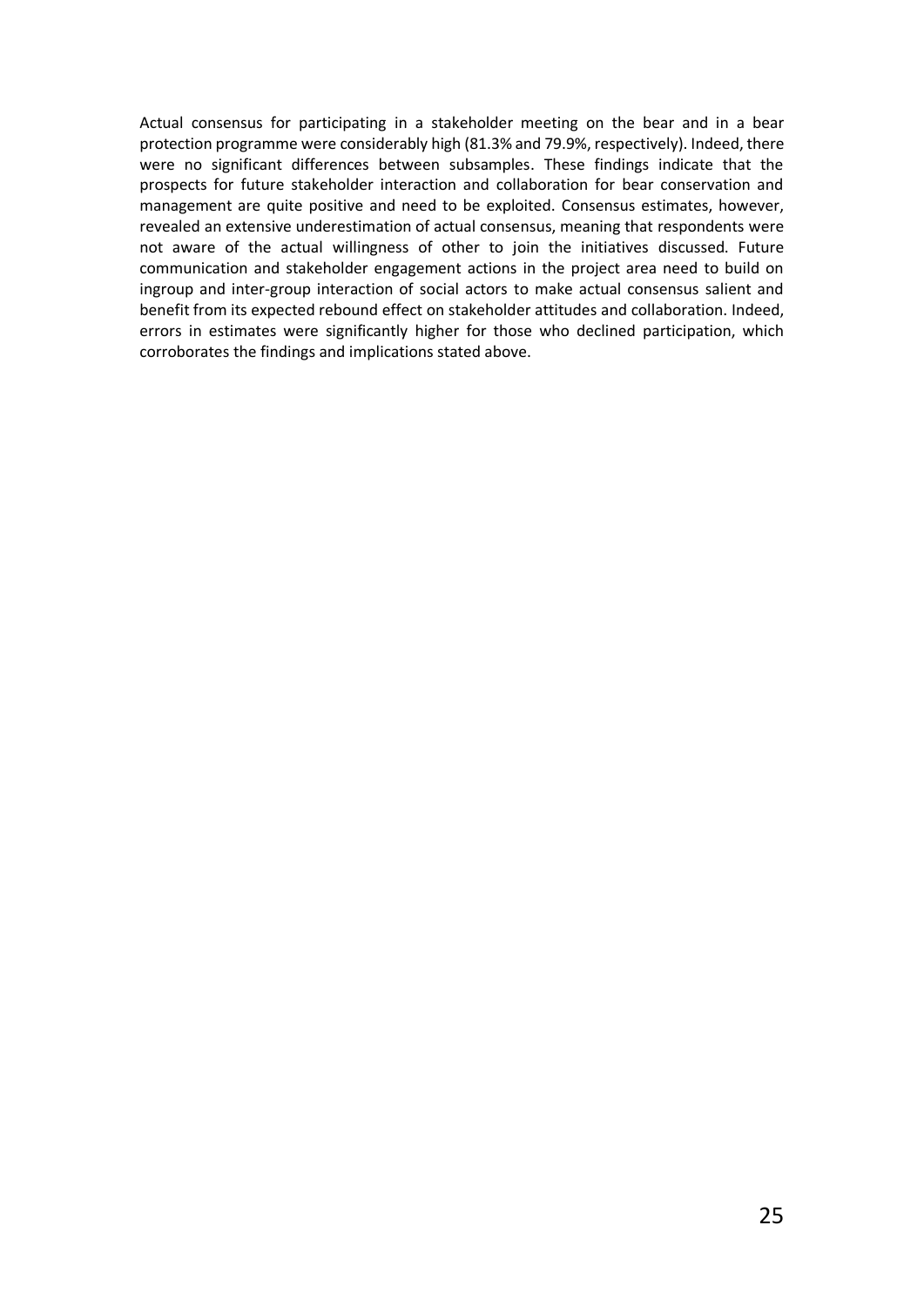Actual consensus for participating in a stakeholder meeting on the bear and in a bear protection programme were considerably high (81.3% and 79.9%, respectively). Indeed, there were no significant differences between subsamples. These findings indicate that the prospects for future stakeholder interaction and collaboration for bear conservation and management are quite positive and need to be exploited. Consensus estimates, however, revealed an extensive underestimation of actual consensus, meaning that respondents were not aware of the actual willingness of other to join the initiatives discussed. Future communication and stakeholder engagement actions in the project area need to build on ingroup and inter-group interaction of social actors to make actual consensus salient and benefit from its expected rebound effect on stakeholder attitudes and collaboration. Indeed, errors in estimates were significantly higher for those who declined participation, which corroborates the findings and implications stated above.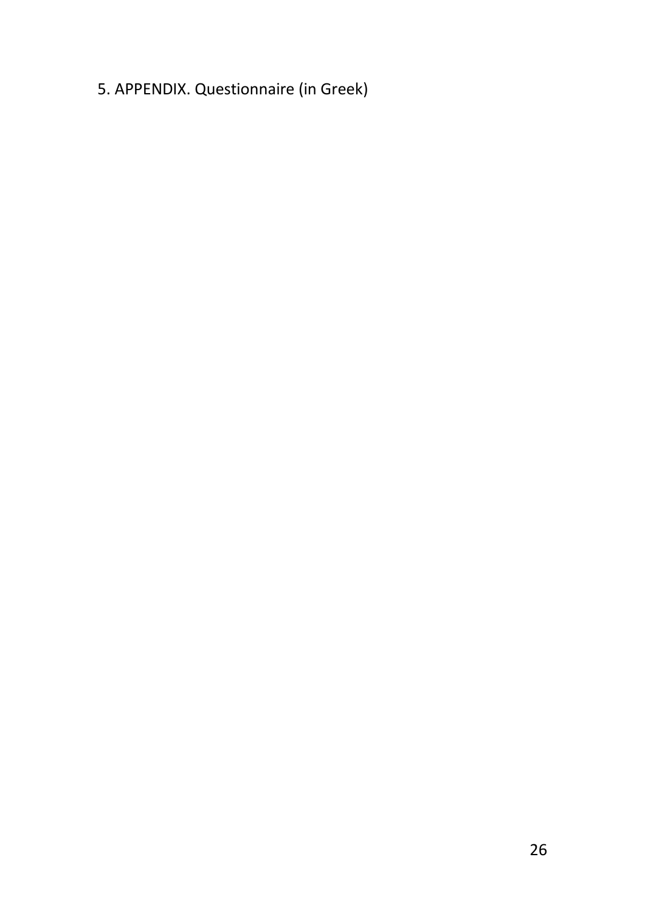# 5. APPENDIX. Questionnaire (in Greek)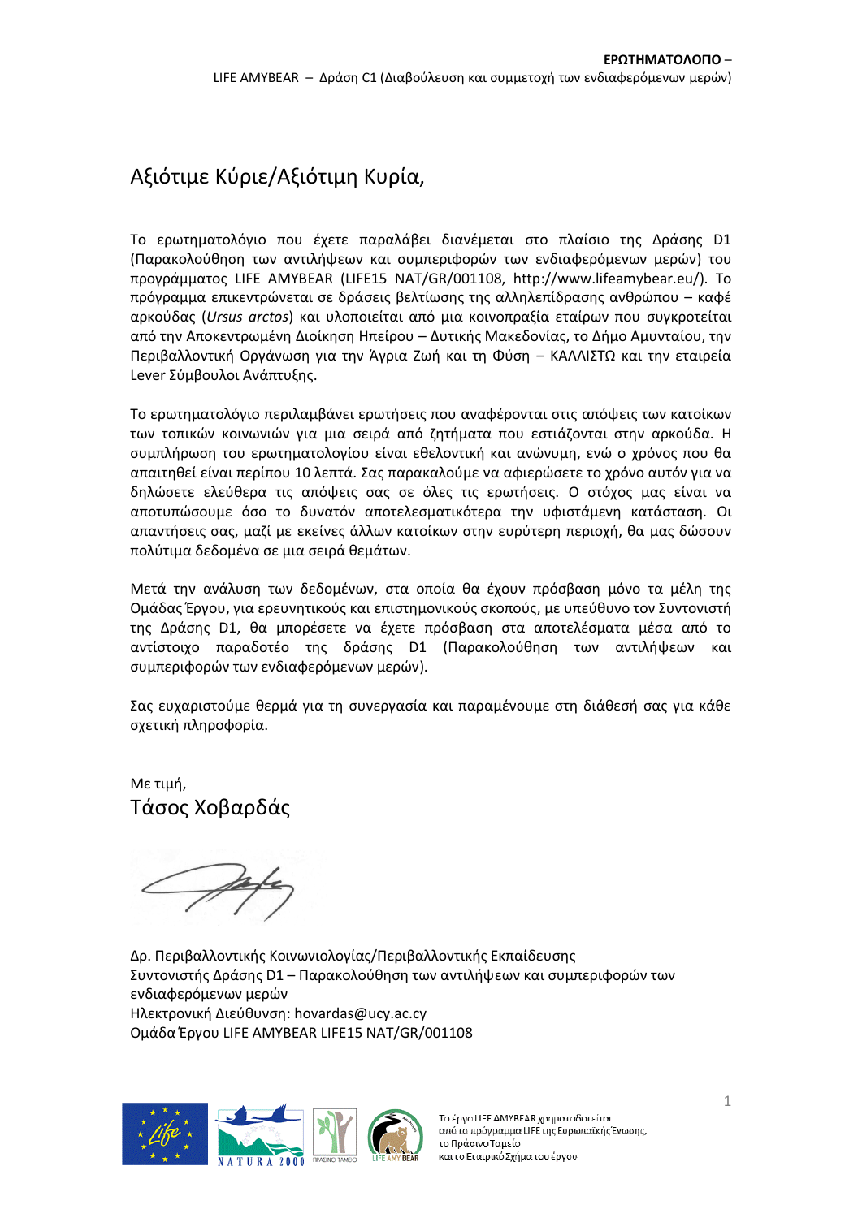Αξιότιμε Κύριε/Αξιότιμη Κυρία,

Το ερωτηματολόγιο που έχετε παραλάβει διανέμεται στο πλαίσιο της Δράσης D1 (Παρακολούθηση των αντιλήψεων και συμπεριφορών των ενδιαφερόμενων μερών) του προγράμματος LIFE AMYBEAR (LIFE15 NAT/GR/001108, http://www.lifeamybear.eu/). Το πρόγραμμα επικεντρώνεται σε δράσεις βελτίωσης της αλληλεπίδρασης ανθρώπου – καφέ αρκούδας (*Ursus arctos*) και υλοποιείται από μια κοινοπραξία εταίρων που συγκροτείται από την Αποκεντρωμένη Διοίκηση Ηπείρου – Δυτικής Μακεδονίας, το Δήμο Αμυνταίου, την Περιβαλλοντική Οργάνωση για την Άγρια Ζωή και τη Φύση – ΚΑΛΛΙΣΤΩ και την εταιρεία Lever Σύμβουλοι Ανάπτυξης.

Το ερωτηματολόγιο περιλαμβάνει ερωτήσεις που αναφέρονται στις απόψεις των κατοίκων των τοπικών κοινωνιών για μια σειρά από ζητήματα που εστιάζονται στην αρκούδα. Η συμπλήρωση του ερωτηματολογίου είναι εθελοντική και ανώνυμη, ενώ ο χρόνος που θα απαιτηθεί είναι περίπου 10 λεπτά. Σας παρακαλούμε να αφιερώσετε το χρόνο αυτόν για να δηλώσετε ελεύθερα τις απόψεις σας σε όλες τις ερωτήσεις. Ο στόχος μας είναι να αποτυπώσουμε όσο το δυνατόν αποτελεσματικότερα την υφιστάμενη κατάσταση. Οι απαντήσεις σας, μαζί με εκείνες άλλων κατοίκων στην ευρύτερη περιοχή, θα μας δώσουν πολύτιμα δεδομένα σε μια σειρά θεμάτων.

Μετά την ανάλυση των δεδομένων, στα οποία θα έχουν πρόσβαση μόνο τα μέλη της Ομάδας Έργου, για ερευνητικούς και επιστημονικούς σκοπούς, με υπεύθυνο τον Συντονιστή της Δράσης D1, θα μπορέσετε να έχετε πρόσβαση στα αποτελέσματα μέσα από το αντίστοιχο παραδοτέο της δράσης D1 (Παρακολούθηση των αντιλήψεων και συμπεριφορών των ενδιαφερόμενων μερών).

Σας ευχαριστούμε θερμά για τη συνεργασία και παραμένουμε στη διάθεσή σας για κάθε σχετική πληροφορία.

Με τιμή,

Τάσος Χοβαρδάς

Δρ. Περιβαλλοντικής Κοινωνιολογίας/Περιβαλλοντικής Εκπαίδευσης
Συντονιστής Δράσης D1 – Παρακολούθηση των αντιλήψεων και συμπεριφορών των ενδιαφερόμενων μερών
Ηλεκτρονική Διεύθυνση: hovardas@ucy.ac.cy
Ομάδα Έργου LIFE AMYBEAR LIFE15 NAT/GR/001108

Το έργο LIFE AMYBEAR χρηματοδοτείται από το πρόγραμμα LIFE της Ευρωπαϊκής Ένωσης, το Πράσινο Ταμείο και το Εταιρικό Σχήμα του έργου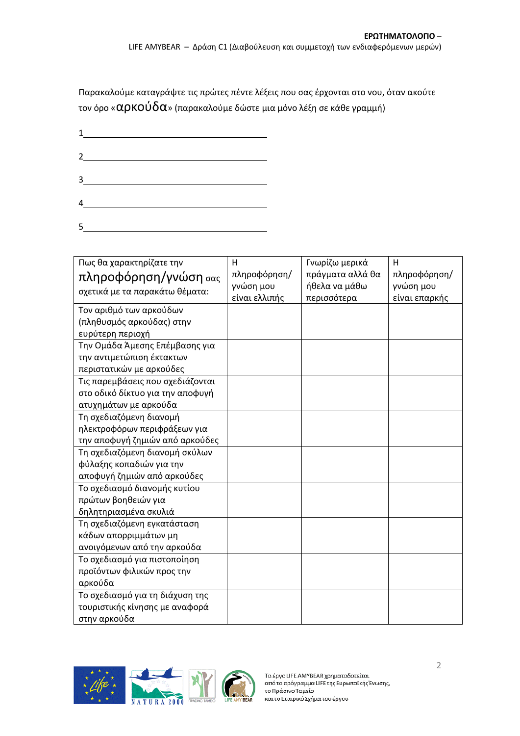Παρακαλούμε καταγράψτε τις πρώτες πέντε λέξεις που σας έρχονται στο νου, όταν ακούτε τον όρο «αρκούδα» (παρακαλούμε δώστε μια μόνο λέξη σε κάθε γραμμή)

1______________________________

2______________________________

3______________________________

4______________________________

5______________________________

| Πως θα χαρακτηρίζατε την **πληροφόρηση/γνώση** σας σχετικά με τα παρακάτω θέματα: | Η πληροφόρηση/ γνώση μου είναι ελλιπής | Γνωρίζω μερικά πράγματα αλλά θα ήθελα να μάθω περισσότερα | Η πληροφόρηση/ γνώση μου είναι επαρκής |
|---|---|---|---|
| Τον αριθμό των αρκούδων (πληθυσμός αρκούδας) στην ευρύτερη περιοχή | | | |
| Την Ομάδα Άμεσης Επέμβασης για την αντιμετώπιση έκτακτων περιστατικών με αρκούδες | | | |
| Τις παρεμβάσεις που σχεδιάζονται στο οδικό δίκτυο για την αποφυγή ατυχημάτων με αρκούδα | | | |
| Τη σχεδιαζόμενη διανομή ηλεκτροφόρων περιφράξεων για την αποφυγή ζημιών από αρκούδες | | | |
| Τη σχεδιαζόμενη διανομή σκύλων φύλαξης κοπαδιών για την αποφυγή ζημιών από αρκούδες | | | |
| Το σχεδιασμό διανομής κυτίου πρώτων βοηθειών για δηλητηριασμένα σκυλιά | | | |
| Τη σχεδιαζόμενη εγκατάσταση κάδων απορριμμάτων μη ανοιγόμενων από την αρκούδα | | | |
| Το σχεδιασμό για πιστοποίηση προϊόντων φιλικών προς την αρκούδα | | | |
| Το σχεδιασμό για τη διάχυση της τουριστικής κίνησης με αναφορά στην αρκούδα | | | |

Το έργο LIFE AMYBEAR χρηματοδοτείται από το πρόγραμμα LIFE της Ευρωπαϊκής Ένωσης, το Πράσινο Ταμείο και το Εταιρικό Σχήμα του έργου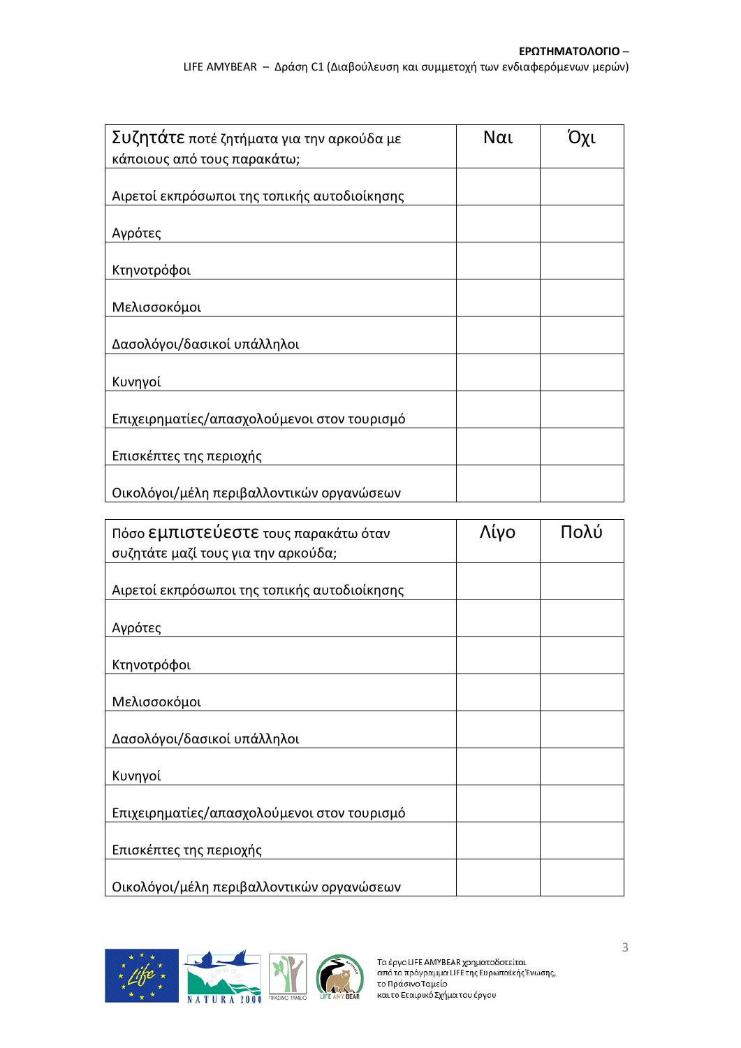| **Συζητάτε** ποτέ ζητήματα για την αρκούδα με κάποιους από τους παρακάτω; | Ναι | Όχι |
|---|---|---|
| Αιρετοί εκπρόσωποι της τοπικής αυτοδιοίκησης | | |
| Αγρότες | | |
| Κτηνοτρόφοι | | |
| Μελισσοκόμοι | | |
| Δασολόγοι/δασικοί υπάλληλοι | | |
| Κυνηγοί | | |
| Επιχειρηματίες/απασχολούμενοι στον τουρισμό | | |
| Επισκέπτες της περιοχής | | |
| Οικολόγοι/μέλη περιβαλλοντικών οργανώσεων | | |

| Πόσο **εμπιστεύεστε** τους παρακάτω όταν συζητάτε μαζί τους για την αρκούδα; | Λίγο | Πολύ |
|---|---|---|
| Αιρετοί εκπρόσωποι της τοπικής αυτοδιοίκησης | | |
| Αγρότες | | |
| Κτηνοτρόφοι | | |
| Μελισσοκόμοι | | |
| Δασολόγοι/δασικοί υπάλληλοι | | |
| Κυνηγοί | | |
| Επιχειρηματίες/απασχολούμενοι στον τουρισμό | | |
| Επισκέπτες της περιοχής | | |
| Οικολόγοι/μέλη περιβαλλοντικών οργανώσεων | | |

Το έργο LIFE AMYBEAR χρηματοδοτείται από το πρόγραμμα LIFE της Ευρωπαϊκής Ένωσης, το Πράσινο Ταμείο και το Εταιρικό Σχήμα του έργου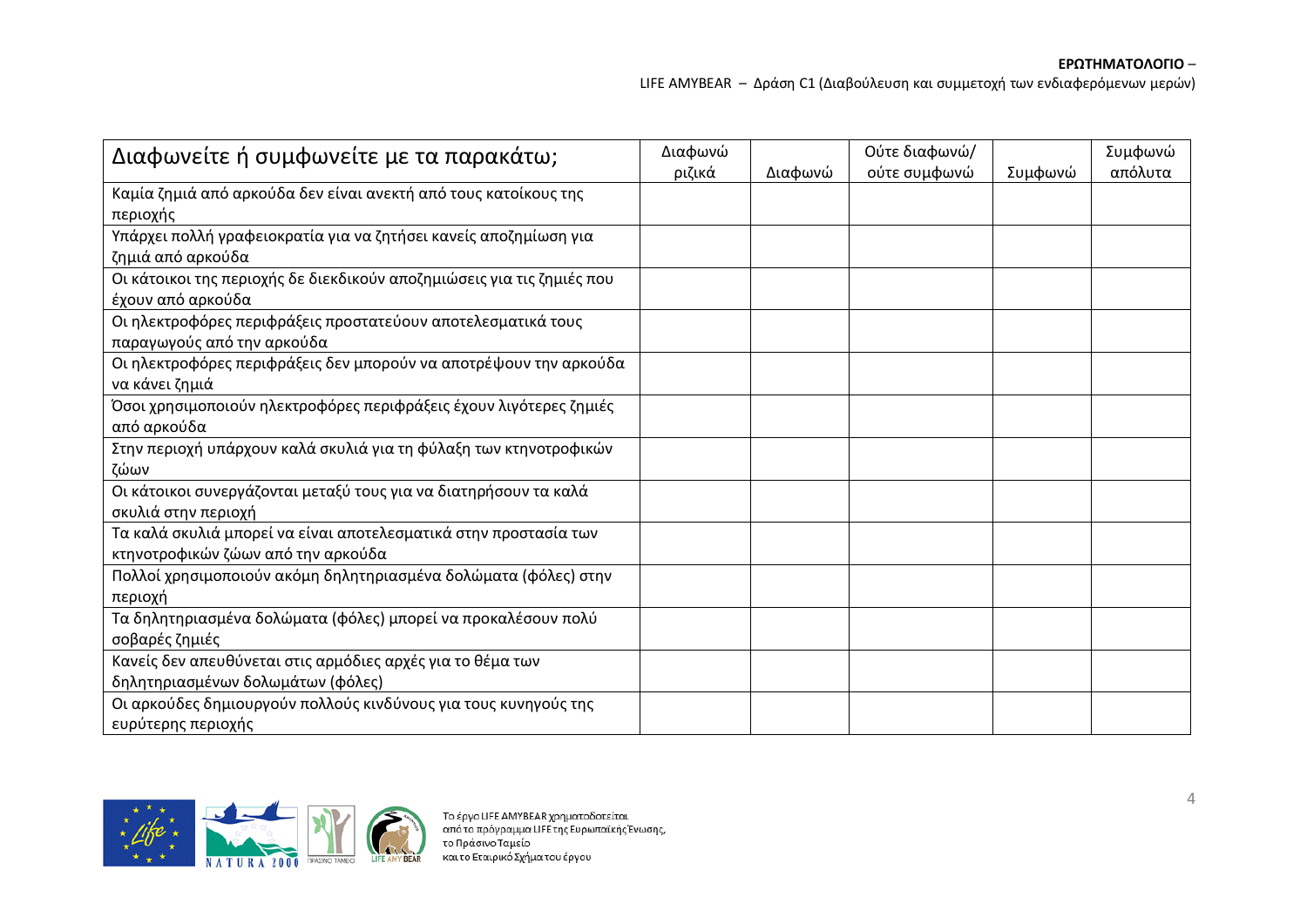| Διαφωνείτε ή συμφωνείτε με τα παρακάτω; | Διαφωνώ ριζικά | Διαφωνώ | Ούτε διαφωνώ/ ούτε συμφωνώ | Συμφωνώ | Συμφωνώ απόλυτα |
|---|---|---|---|---|---|
| Καμία ζημιά από αρκούδα δεν είναι ανεκτή από τους κατοίκους της περιοχής | | | | | |
| Υπάρχει πολλή γραφειοκρατία για να ζητήσει κανείς αποζημίωση για ζημιά από αρκούδα | | | | | |
| Οι κάτοικοι της περιοχής δε διεκδικούν αποζημιώσεις για τις ζημιές που έχουν από αρκούδα | | | | | |
| Οι ηλεκτροφόρες περιφράξεις προστατεύουν αποτελεσματικά τους παραγωγούς από την αρκούδα | | | | | |
| Οι ηλεκτροφόρες περιφράξεις δεν μπορούν να αποτρέψουν την αρκούδα να κάνει ζημιά | | | | | |
| Όσοι χρησιμοποιούν ηλεκτροφόρες περιφράξεις έχουν λιγότερες ζημιές από αρκούδα | | | | | |
| Στην περιοχή υπάρχουν καλά σκυλιά για τη φύλαξη των κτηνοτροφικών ζώων | | | | | |
| Οι κάτοικοι συνεργάζονται μεταξύ τους για να διατηρήσουν τα καλά σκυλιά στην περιοχή | | | | | |
| Τα καλά σκυλιά μπορεί να είναι αποτελεσματικά στην προστασία των κτηνοτροφικών ζώων από την αρκούδα | | | | | |
| Πολλοί χρησιμοποιούν ακόμη δηλητηριασμένα δολώματα (φόλες) στην περιοχή | | | | | |
| Τα δηλητηριασμένα δολώματα (φόλες) μπορεί να προκαλέσουν πολύ σοβαρές ζημιές | | | | | |
| Κανείς δεν απευθύνεται στις αρμόδιες αρχές για το θέμα των δηλητηριασμένων δολωμάτων (φόλες) | | | | | |
| Οι αρκούδες δημιουργούν πολλούς κινδύνους για τους κυνηγούς της ευρύτερης περιοχής | | | | | |

Το έργο LIFE AMYBEAR χρηματοδοτείται από το πρόγραμμα LIFE της Ευρωπαϊκής Ένωσης, το Πράσινο Ταμείο και το Εταιρικό Σχήμα του έργου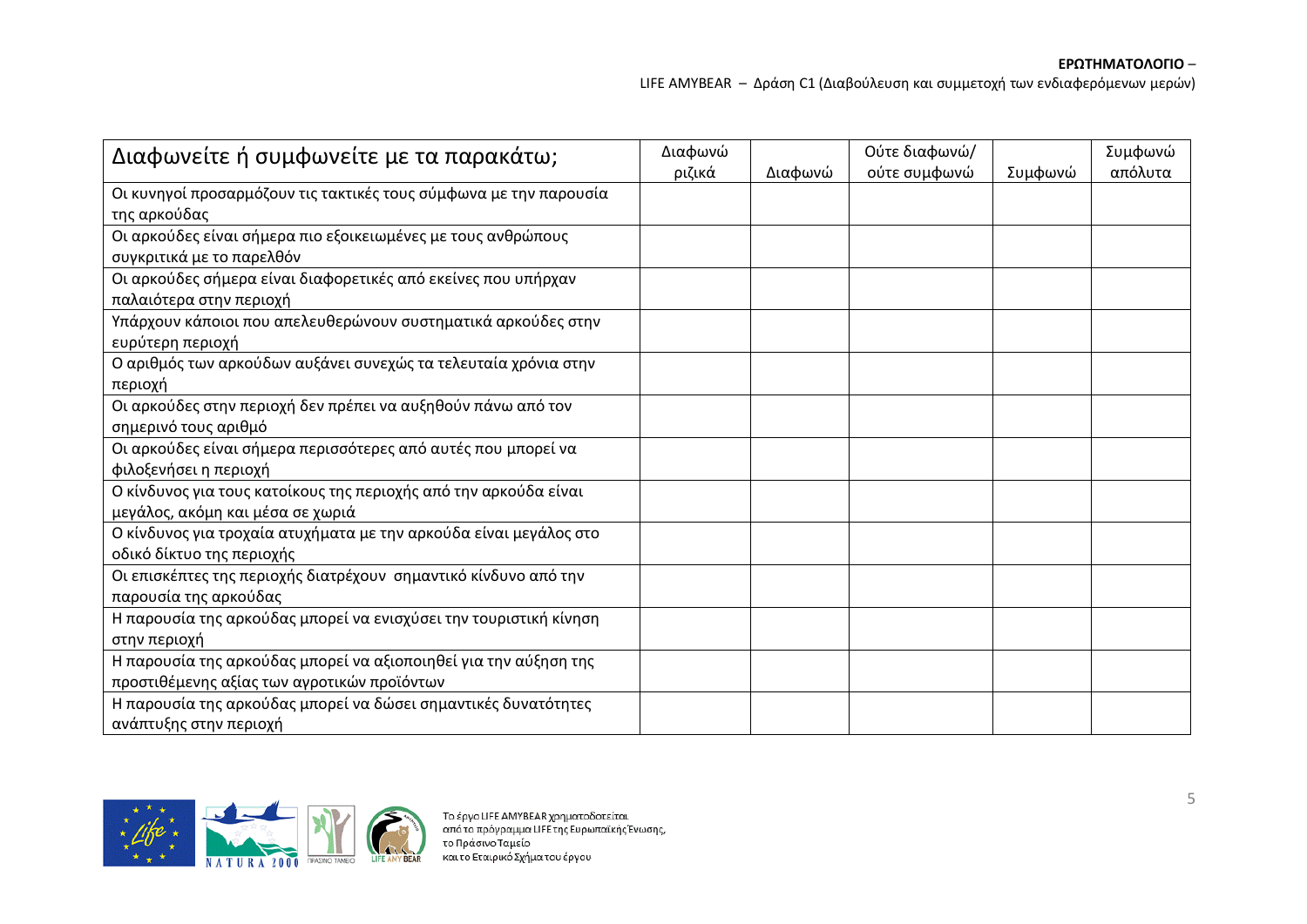| Διαφωνείτε ή συμφωνείτε με τα παρακάτω; | Διαφωνώ ριζικά | Διαφωνώ | Ούτε διαφωνώ/ ούτε συμφωνώ | Συμφωνώ | Συμφωνώ απόλυτα |
|---|---|---|---|---|---|
| Οι κυνηγοί προσαρμόζουν τις τακτικές τους σύμφωνα με την παρουσία της αρκούδας | | | | | |
| Οι αρκούδες είναι σήμερα πιο εξοικειωμένες με τους ανθρώπους συγκριτικά με το παρελθόν | | | | | |
| Οι αρκούδες σήμερα είναι διαφορετικές από εκείνες που υπήρχαν παλαιότερα στην περιοχή | | | | | |
| Υπάρχουν κάποιοι που απελευθερώνουν συστηματικά αρκούδες στην ευρύτερη περιοχή | | | | | |
| Ο αριθμός των αρκούδων αυξάνει συνεχώς τα τελευταία χρόνια στην περιοχή | | | | | |
| Οι αρκούδες στην περιοχή δεν πρέπει να αυξηθούν πάνω από τον σημερινό τους αριθμό | | | | | |
| Οι αρκούδες είναι σήμερα περισσότερες από αυτές που μπορεί να φιλοξενήσει η περιοχή | | | | | |
| Ο κίνδυνος για τους κατοίκους της περιοχής από την αρκούδα είναι μεγάλος, ακόμη και μέσα σε χωριά | | | | | |
| Ο κίνδυνος για τροχαία ατυχήματα με την αρκούδα είναι μεγάλος στο οδικό δίκτυο της περιοχής | | | | | |
| Οι επισκέπτες της περιοχής διατρέχουν σημαντικό κίνδυνο από την παρουσία της αρκούδας | | | | | |
| Η παρουσία της αρκούδας μπορεί να ενισχύσει την τουριστική κίνηση στην περιοχή | | | | | |
| Η παρουσία της αρκούδας μπορεί να αξιοποιηθεί για την αύξηση της προστιθέμενης αξίας των αγροτικών προϊόντων | | | | | |
| Η παρουσία της αρκούδας μπορεί να δώσει σημαντικές δυνατότητες ανάπτυξης στην περιοχή | | | | | |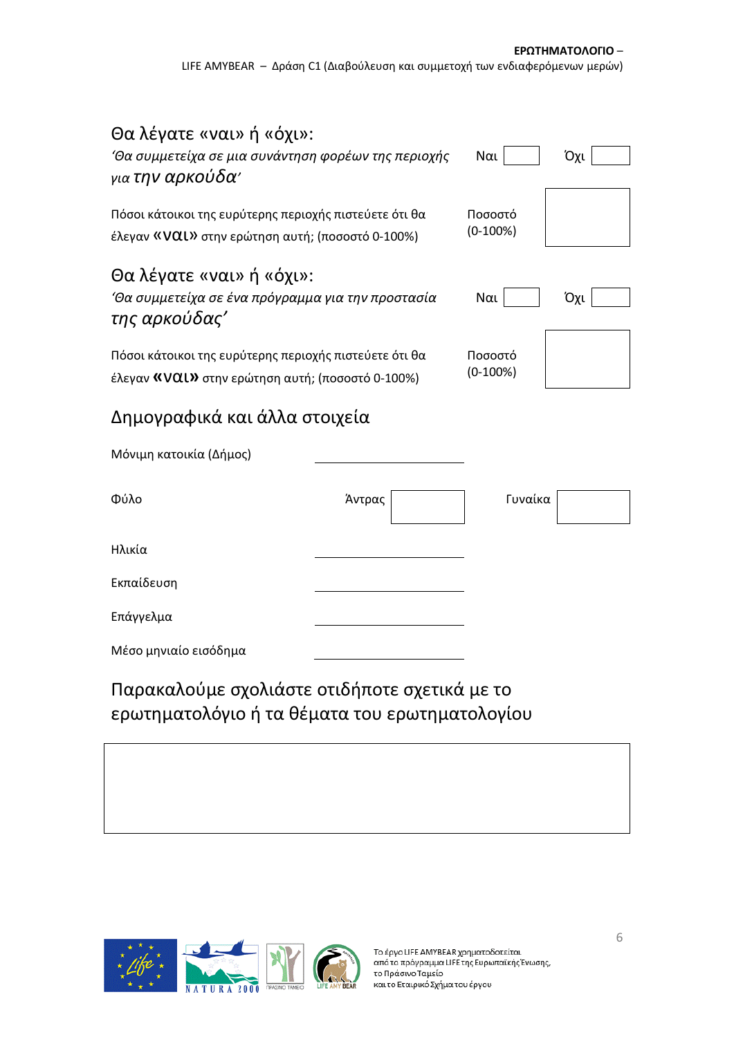Θα λέγατε «ναι» ή «όχι»:

*'Θα συμμετείχα σε μια συνάντηση φορέων της περιοχής για την αρκούδα'*

Ναι ☐ Όχι ☐

Πόσοι κάτοικοι της ευρύτερης περιοχής πιστεύετε ότι θα έλεγαν «ναι» στην ερώτηση αυτή; (ποσοστό 0-100%)

Ποσοστό (0-100%) ☐

Θα λέγατε «ναι» ή «όχι»:

*'Θα συμμετείχα σε ένα πρόγραμμα για την προστασία της αρκούδας'*

Ναι ☐ Όχι ☐

Πόσοι κάτοικοι της ευρύτερης περιοχής πιστεύετε ότι θα έλεγαν «ναι» στην ερώτηση αυτή; (ποσοστό 0-100%)

Ποσοστό (0-100%) ☐

## Δημογραφικά και άλλα στοιχεία

Μόνιμη κατοικία (Δήμος) ____________________

Φύλο Άντρας ☐ Γυναίκα ☐

Ηλικία ____________________

Εκπαίδευση ____________________

Επάγγελμα ____________________

Μέσο μηνιαίο εισόδημα ____________________

## Παρακαλούμε σχολιάστε οτιδήποτε σχετικά με το ερωτηματολόγιο ή τα θέματα του ερωτηματολογίου

☐

Το έργο LIFE AMYBEAR χρηματοδοτείται από το πρόγραμμα LIFE της Ευρωπαϊκής Ένωσης, το Πράσινο Ταμείο και το Εταιρικό Σχήμα του έργου